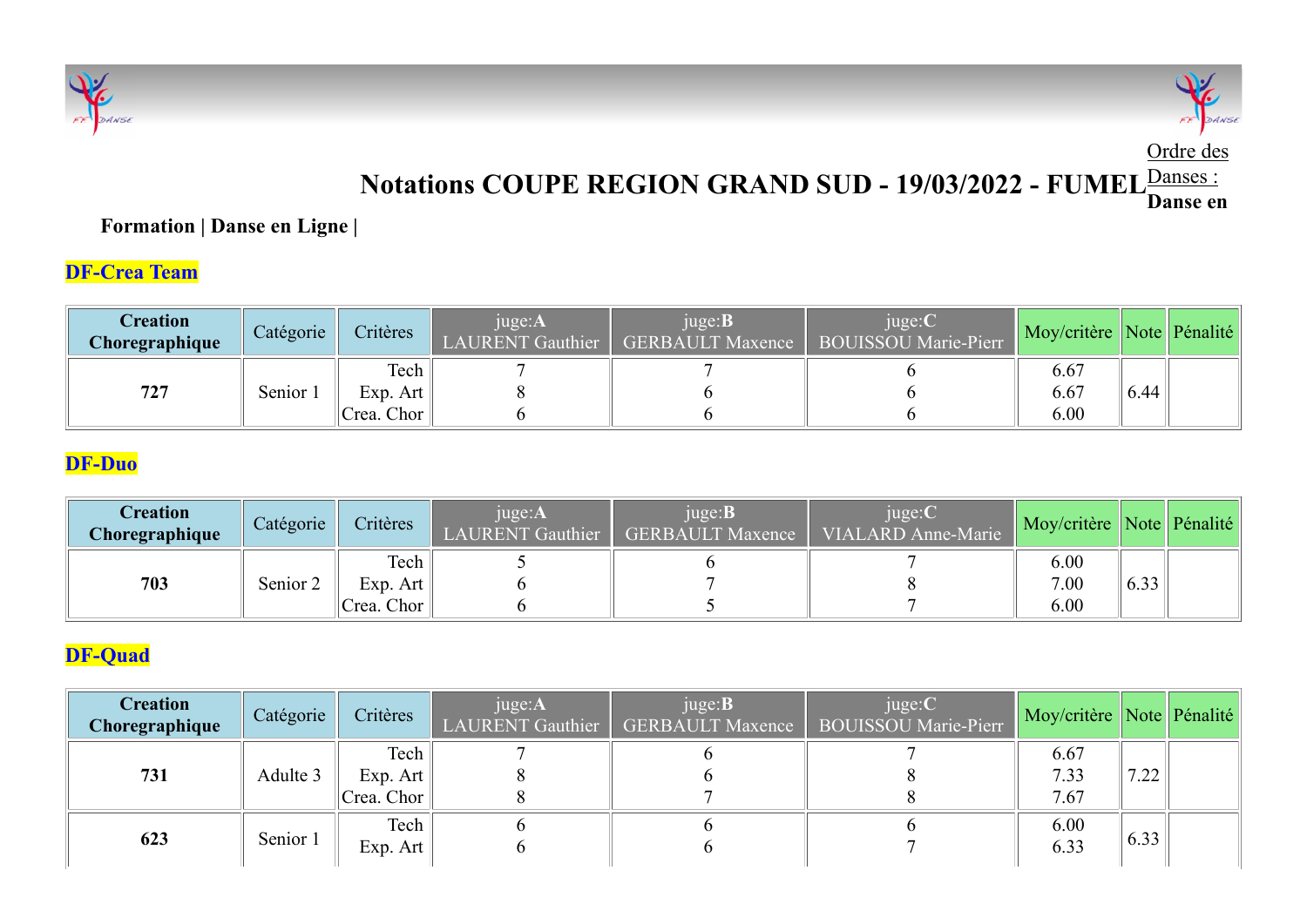# Notations COUPE REGION GRAND SUD - 19/03/2022 - FUMEL

Ordre des Danses : Danse en

**Formation | Danse en Ligne |**

## DF-Crea Team

| Creation Choregraphique | Catégorie | Critères | juge:A LAURENT Gauthier | juge:B GERBAULT Maxence | juge:C BOUISSOU Marie-Pierr | Moy/critère | Note | Pénalité |
|---|---|---|---|---|---|---|---|---|
| 727 | Senior 1 | Tech<br>Exp. Art<br>Crea. Chor | 7<br>8<br>6 | 7<br>6<br>6 | 6<br>6<br>6 | 6.67<br>6.67<br>6.00 | 6.44 | |

## DF-Duo

| Creation Choregraphique | Catégorie | Critères | juge:A LAURENT Gauthier | juge:B GERBAULT Maxence | juge:C VIALARD Anne-Marie | Moy/critère | Note | Pénalité |
|---|---|---|---|---|---|---|---|---|
| 703 | Senior 2 | Tech<br>Exp. Art<br>Crea. Chor | 5<br>6<br>6 | 6<br>7<br>5 | 7<br>8<br>7 | 6.00<br>7.00<br>6.00 | 6.33 | |

## DF-Quad

| Creation Choregraphique | Catégorie | Critères | juge:A LAURENT Gauthier | juge:B GERBAULT Maxence | juge:C BOUISSOU Marie-Pierr | Moy/critère | Note | Pénalité |
|---|---|---|---|---|---|---|---|---|
| 731 | Adulte 3 | Tech<br>Exp. Art<br>Crea. Chor | 7<br>8<br>8 | 6<br>6<br>7 | 7<br>8<br>8 | 6.67<br>7.33<br>7.67 | 7.22 | |
| 623 | Senior 1 | Tech<br>Exp. Art | 6<br>6 | 6<br>6 | 6<br>7 | 6.00<br>6.33 | 6.33 | |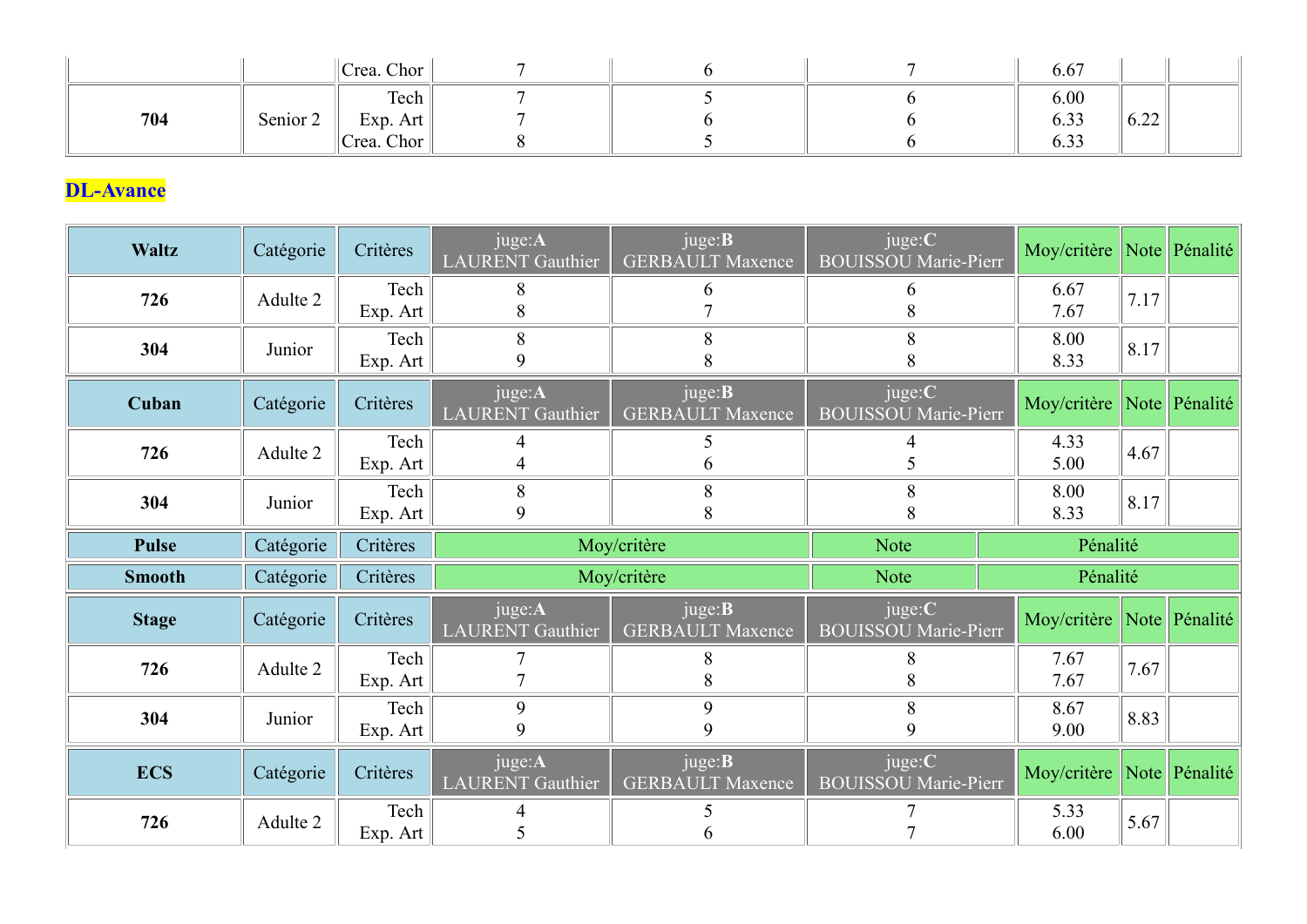| | | Crea. Chor | 7 | 6 | 7 | 6.67 | | |
|---|---|---|---|---|---|---|---|---|
| **704** | Senior 2 | Tech<br>Exp. Art<br>Crea. Chor | 7<br>7<br>8 | 5<br>6<br>5 | 6<br>6<br>6 | 6.00<br>6.33<br>6.33 | 6.22 | |

## DL-Avance

| **Waltz** | Catégorie | Critères | juge:**A** LAURENT Gauthier | juge:**B** GERBAULT Maxence | juge:**C** BOUISSOU Marie-Pierr | Moy/critère | Note | Pénalité |
|---|---|---|---|---|---|---|---|---|
| **726** | Adulte 2 | Tech<br>Exp. Art | 8<br>8 | 6<br>7 | 6<br>8 | 6.67<br>7.67 | 7.17 | |
| **304** | Junior | Tech<br>Exp. Art | 8<br>9 | 8<br>8 | 8<br>8 | 8.00<br>8.33 | 8.17 | |

| **Cuban** | Catégorie | Critères | juge:**A** LAURENT Gauthier | juge:**B** GERBAULT Maxence | juge:**C** BOUISSOU Marie-Pierr | Moy/critère | Note | Pénalité |
|---|---|---|---|---|---|---|---|---|
| **726** | Adulte 2 | Tech<br>Exp. Art | 4<br>4 | 5<br>6 | 4<br>5 | 4.33<br>5.00 | 4.67 | |
| **304** | Junior | Tech<br>Exp. Art | 8<br>9 | 8<br>8 | 8<br>8 | 8.00<br>8.33 | 8.17 | |

| **Pulse** | Catégorie | Critères | Moy/critère | Note | Pénalité |
|---|---|---|---|---|---|

| **Smooth** | Catégorie | Critères | Moy/critère | Note | Pénalité |
|---|---|---|---|---|---|

| **Stage** | Catégorie | Critères | juge:**A** LAURENT Gauthier | juge:**B** GERBAULT Maxence | juge:**C** BOUISSOU Marie-Pierr | Moy/critère | Note | Pénalité |
|---|---|---|---|---|---|---|---|---|
| **726** | Adulte 2 | Tech<br>Exp. Art | 7<br>7 | 8<br>8 | 8<br>8 | 7.67<br>7.67 | 7.67 | |
| **304** | Junior | Tech<br>Exp. Art | 9<br>9 | 9<br>9 | 8<br>9 | 8.67<br>9.00 | 8.83 | |

| **ECS** | Catégorie | Critères | juge:**A** LAURENT Gauthier | juge:**B** GERBAULT Maxence | juge:**C** BOUISSOU Marie-Pierr | Moy/critère | Note | Pénalité |
|---|---|---|---|---|---|---|---|---|
| **726** | Adulte 2 | Tech<br>Exp. Art | 4<br>5 | 5<br>6 | 7<br>7 | 5.33<br>6.00 | 5.67 | |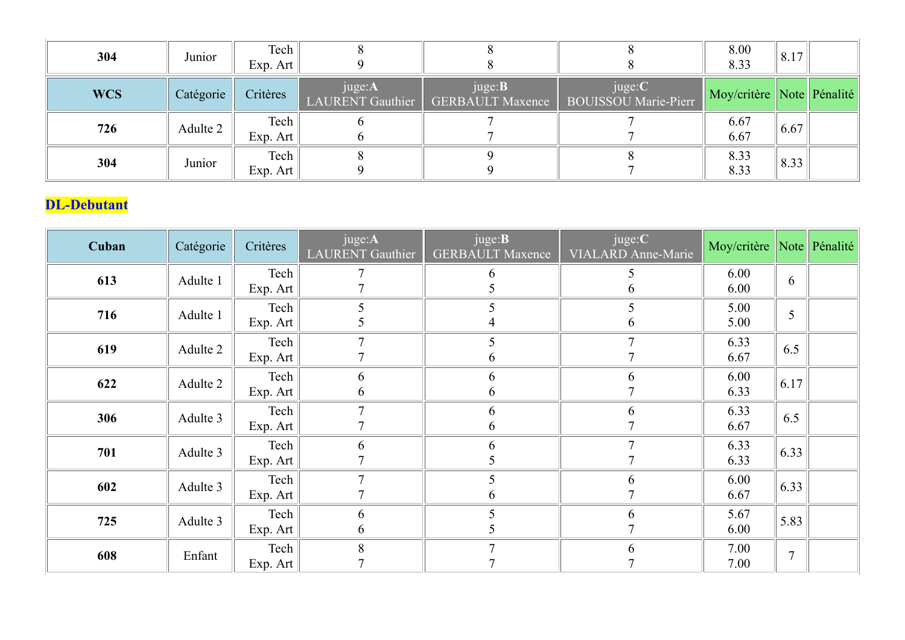| 304 | Junior | Tech<br>Exp. Art | 8<br>9 | 8<br>8 | 8<br>8 | 8.00<br>8.33 | 8.17 | |
|---|---|---|---|---|---|---|---|---|

| WCS | Catégorie | Critères | juge:**A**<br>LAURENT Gauthier | juge:**B**<br>GERBAULT Maxence | juge:**C**<br>BOUISSOU Marie-Pierr | Moy/critère | Note | Pénalité |
|---|---|---|---|---|---|---|---|---|
| **726** | Adulte 2 | Tech<br>Exp. Art | 6<br>6 | 7<br>7 | 7<br>7 | 6.67<br>6.67 | 6.67 | |
| **304** | Junior | Tech<br>Exp. Art | 8<br>9 | 9<br>9 | 8<br>7 | 8.33<br>8.33 | 8.33 | |

## DL-Debutant

| Cuban | Catégorie | Critères | juge:**A**<br>LAURENT Gauthier | juge:**B**<br>GERBAULT Maxence | juge:**C**<br>VIALARD Anne-Marie | Moy/critère | Note | Pénalité |
|---|---|---|---|---|---|---|---|---|
| **613** | Adulte 1 | Tech<br>Exp. Art | 7<br>7 | 6<br>5 | 5<br>6 | 6.00<br>6.00 | 6 | |
| **716** | Adulte 1 | Tech<br>Exp. Art | 5<br>5 | 5<br>4 | 5<br>6 | 5.00<br>5.00 | 5 | |
| **619** | Adulte 2 | Tech<br>Exp. Art | 7<br>7 | 5<br>6 | 7<br>7 | 6.33<br>6.67 | 6.5 | |
| **622** | Adulte 2 | Tech<br>Exp. Art | 6<br>6 | 6<br>6 | 6<br>7 | 6.00<br>6.33 | 6.17 | |
| **306** | Adulte 3 | Tech<br>Exp. Art | 7<br>7 | 6<br>6 | 6<br>7 | 6.33<br>6.67 | 6.5 | |
| **701** | Adulte 3 | Tech<br>Exp. Art | 6<br>7 | 6<br>5 | 7<br>7 | 6.33<br>6.33 | 6.33 | |
| **602** | Adulte 3 | Tech<br>Exp. Art | 7<br>7 | 5<br>6 | 6<br>7 | 6.00<br>6.67 | 6.33 | |
| **725** | Adulte 3 | Tech<br>Exp. Art | 6<br>6 | 5<br>5 | 6<br>7 | 5.67<br>6.00 | 5.83 | |
| **608** | Enfant | Tech<br>Exp. Art | 8<br>7 | 7<br>7 | 6<br>7 | 7.00<br>7.00 | 7 | |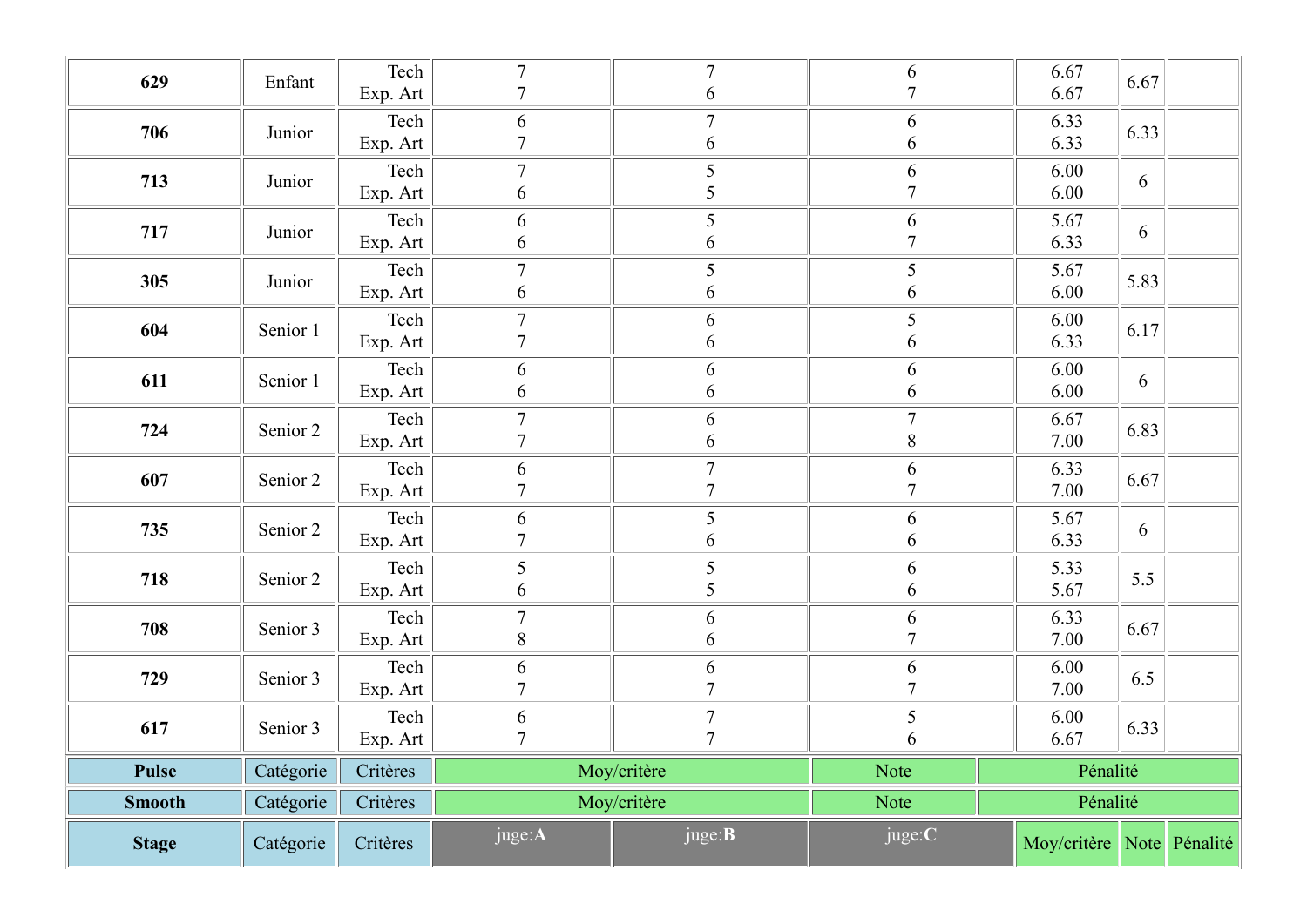| | | | | | | | | |
|---|---|---|---|---|---|---|---|---|
| **629** | Enfant | Tech<br>Exp. Art | 7<br>7 | 7<br>6 | 6<br>7 | 6.67<br>6.67 | 6.67 | |
| **706** | Junior | Tech<br>Exp. Art | 6<br>7 | 7<br>6 | 6<br>6 | 6.33<br>6.33 | 6.33 | |
| **713** | Junior | Tech<br>Exp. Art | 7<br>6 | 5<br>5 | 6<br>7 | 6.00<br>6.00 | 6 | |
| **717** | Junior | Tech<br>Exp. Art | 6<br>6 | 5<br>6 | 6<br>7 | 5.67<br>6.33 | 6 | |
| **305** | Junior | Tech<br>Exp. Art | 7<br>6 | 5<br>6 | 5<br>6 | 5.67<br>6.00 | 5.83 | |
| **604** | Senior 1 | Tech<br>Exp. Art | 7<br>7 | 6<br>6 | 5<br>6 | 6.00<br>6.33 | 6.17 | |
| **611** | Senior 1 | Tech<br>Exp. Art | 6<br>6 | 6<br>6 | 6<br>6 | 6.00<br>6.00 | 6 | |
| **724** | Senior 2 | Tech<br>Exp. Art | 7<br>7 | 6<br>6 | 7<br>8 | 6.67<br>7.00 | 6.83 | |
| **607** | Senior 2 | Tech<br>Exp. Art | 6<br>7 | 7<br>7 | 6<br>7 | 6.33<br>7.00 | 6.67 | |
| **735** | Senior 2 | Tech<br>Exp. Art | 6<br>7 | 5<br>6 | 6<br>6 | 5.67<br>6.33 | 6 | |
| **718** | Senior 2 | Tech<br>Exp. Art | 5<br>6 | 5<br>5 | 6<br>6 | 5.33<br>5.67 | 5.5 | |
| **708** | Senior 3 | Tech<br>Exp. Art | 7<br>8 | 6<br>6 | 6<br>7 | 6.33<br>7.00 | 6.67 | |
| **729** | Senior 3 | Tech<br>Exp. Art | 6<br>7 | 6<br>7 | 6<br>7 | 6.00<br>7.00 | 6.5 | |
| **617** | Senior 3 | Tech<br>Exp. Art | 6<br>7 | 7<br>7 | 5<br>6 | 6.00<br>6.67 | 6.33 | |

| **Pulse** | Catégorie | Critères | Moy/critère | Note | Pénalité |
|---|---|---|---|---|---|

| **Smooth** | Catégorie | Critères | Moy/critère | Note | Pénalité |
|---|---|---|---|---|---|

| **Stage** | Catégorie | Critères | juge:**A** | juge:**B** | juge:**C** | Moy/critère | Note | Pénalité |
|---|---|---|---|---|---|---|---|---|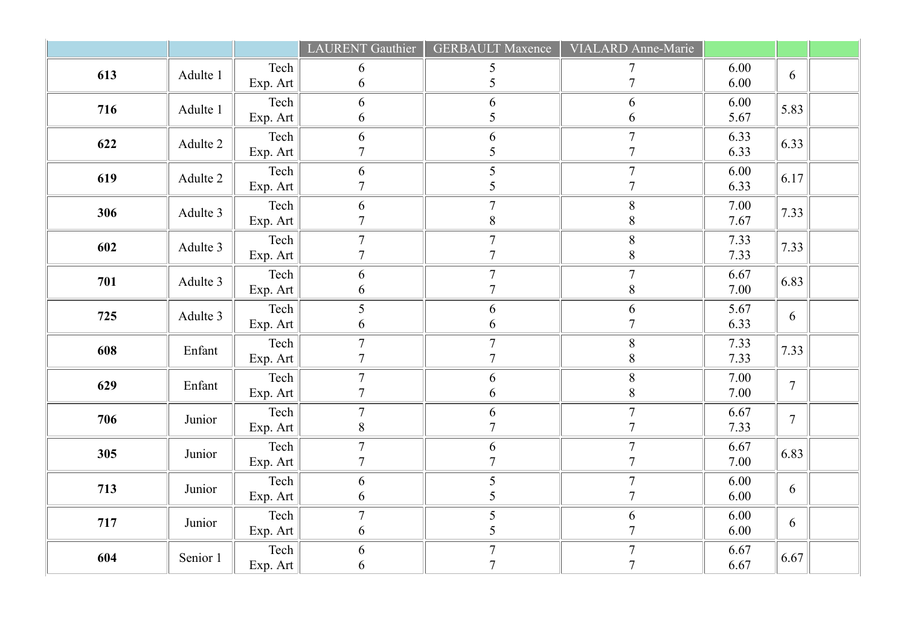| | | | LAURENT Gauthier | GERBAULT Maxence | VIALARD Anne-Marie | | | |
|---|---|---|---|---|---|---|---|---|
| **613** | Adulte 1 | Tech<br>Exp. Art | 6<br>6 | 5<br>5 | 7<br>7 | 6.00<br>6.00 | 6 | |
| **716** | Adulte 1 | Tech<br>Exp. Art | 6<br>6 | 6<br>5 | 6<br>6 | 6.00<br>5.67 | 5.83 | |
| **622** | Adulte 2 | Tech<br>Exp. Art | 6<br>7 | 6<br>5 | 7<br>7 | 6.33<br>6.33 | 6.33 | |
| **619** | Adulte 2 | Tech<br>Exp. Art | 6<br>7 | 5<br>5 | 7<br>7 | 6.00<br>6.33 | 6.17 | |
| **306** | Adulte 3 | Tech<br>Exp. Art | 6<br>7 | 7<br>8 | 8<br>8 | 7.00<br>7.67 | 7.33 | |
| **602** | Adulte 3 | Tech<br>Exp. Art | 7<br>7 | 7<br>7 | 8<br>8 | 7.33<br>7.33 | 7.33 | |
| **701** | Adulte 3 | Tech<br>Exp. Art | 6<br>6 | 7<br>7 | 7<br>8 | 6.67<br>7.00 | 6.83 | |
| **725** | Adulte 3 | Tech<br>Exp. Art | 5<br>6 | 6<br>6 | 6<br>7 | 5.67<br>6.33 | 6 | |
| **608** | Enfant | Tech<br>Exp. Art | 7<br>7 | 7<br>7 | 8<br>8 | 7.33<br>7.33 | 7.33 | |
| **629** | Enfant | Tech<br>Exp. Art | 7<br>7 | 6<br>6 | 8<br>8 | 7.00<br>7.00 | 7 | |
| **706** | Junior | Tech<br>Exp. Art | 7<br>8 | 6<br>7 | 7<br>7 | 6.67<br>7.33 | 7 | |
| **305** | Junior | Tech<br>Exp. Art | 7<br>7 | 6<br>7 | 7<br>7 | 6.67<br>7.00 | 6.83 | |
| **713** | Junior | Tech<br>Exp. Art | 6<br>6 | 5<br>5 | 7<br>7 | 6.00<br>6.00 | 6 | |
| **717** | Junior | Tech<br>Exp. Art | 7<br>6 | 5<br>5 | 6<br>7 | 6.00<br>6.00 | 6 | |
| **604** | Senior 1 | Tech<br>Exp. Art | 6<br>6 | 7<br>7 | 7<br>7 | 6.67<br>6.67 | 6.67 | |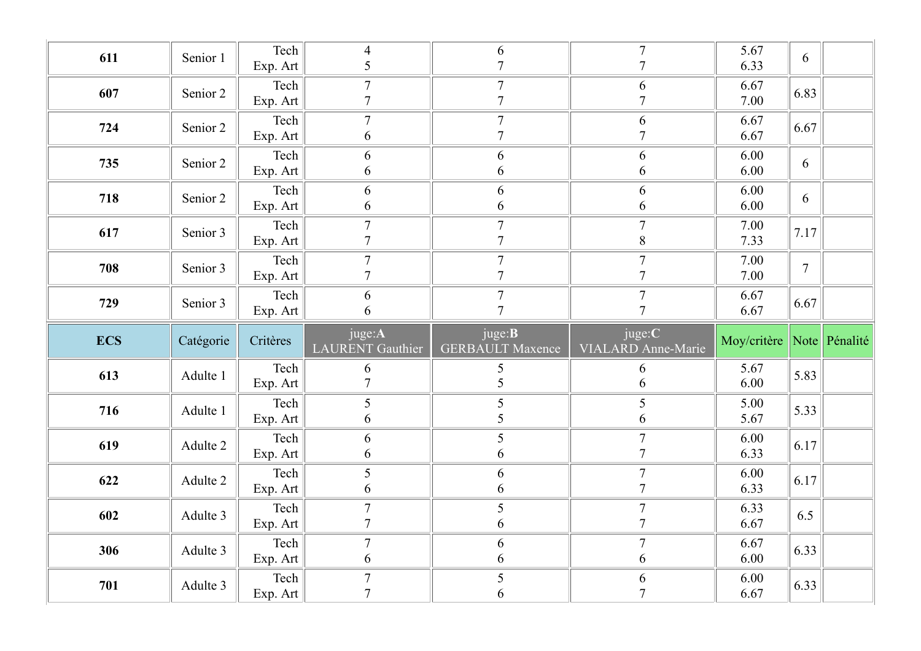| | | | | | | | | |
|---|---|---|---|---|---|---|---|---|
| **611** | Senior 1 | Tech<br>Exp. Art | 4<br>5 | 6<br>7 | 7<br>7 | 5.67<br>6.33 | 6 | |
| **607** | Senior 2 | Tech<br>Exp. Art | 7<br>7 | 7<br>7 | 6<br>7 | 6.67<br>7.00 | 6.83 | |
| **724** | Senior 2 | Tech<br>Exp. Art | 7<br>6 | 7<br>7 | 6<br>7 | 6.67<br>6.67 | 6.67 | |
| **735** | Senior 2 | Tech<br>Exp. Art | 6<br>6 | 6<br>6 | 6<br>6 | 6.00<br>6.00 | 6 | |
| **718** | Senior 2 | Tech<br>Exp. Art | 6<br>6 | 6<br>6 | 6<br>6 | 6.00<br>6.00 | 6 | |
| **617** | Senior 3 | Tech<br>Exp. Art | 7<br>7 | 7<br>7 | 7<br>8 | 7.00<br>7.33 | 7.17 | |
| **708** | Senior 3 | Tech<br>Exp. Art | 7<br>7 | 7<br>7 | 7<br>7 | 7.00<br>7.00 | 7 | |
| **729** | Senior 3 | Tech<br>Exp. Art | 6<br>6 | 7<br>7 | 7<br>7 | 6.67<br>6.67 | 6.67 | |

| ECS | Catégorie | Critères | juge:**A**<br>LAURENT Gauthier | juge:**B**<br>GERBAULT Maxence | juge:**C**<br>VIALARD Anne-Marie | Moy/critère | Note | Pénalité |
|---|---|---|---|---|---|---|---|---|
| **613** | Adulte 1 | Tech<br>Exp. Art | 6<br>7 | 5<br>5 | 6<br>6 | 5.67<br>6.00 | 5.83 | |
| **716** | Adulte 1 | Tech<br>Exp. Art | 5<br>6 | 5<br>5 | 5<br>6 | 5.00<br>5.67 | 5.33 | |
| **619** | Adulte 2 | Tech<br>Exp. Art | 6<br>6 | 5<br>6 | 7<br>7 | 6.00<br>6.33 | 6.17 | |
| **622** | Adulte 2 | Tech<br>Exp. Art | 5<br>6 | 6<br>6 | 7<br>7 | 6.00<br>6.33 | 6.17 | |
| **602** | Adulte 3 | Tech<br>Exp. Art | 7<br>7 | 5<br>6 | 7<br>7 | 6.33<br>6.67 | 6.5 | |
| **306** | Adulte 3 | Tech<br>Exp. Art | 7<br>6 | 6<br>6 | 7<br>6 | 6.67<br>6.00 | 6.33 | |
| **701** | Adulte 3 | Tech<br>Exp. Art | 7<br>7 | 5<br>6 | 6<br>7 | 6.00<br>6.67 | 6.33 | |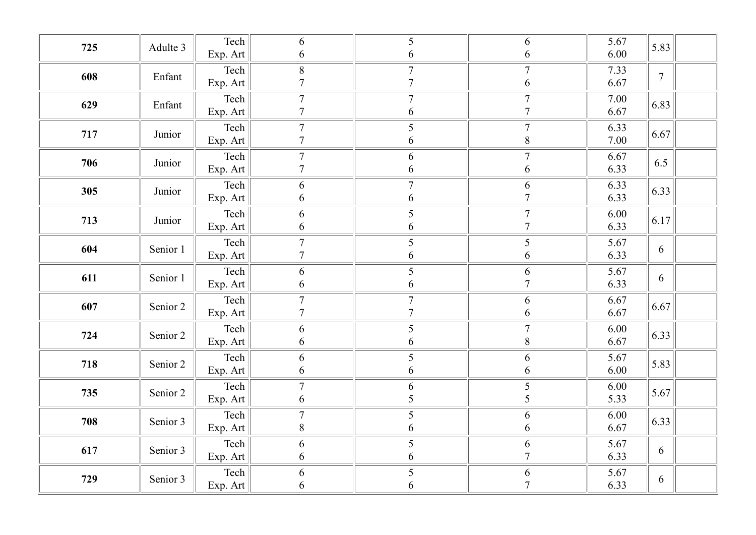| | | | | | | | | |
|---|---|---|---|---|---|---|---|---|
| **725** | Adulte 3 | Tech<br>Exp. Art | 6<br>6 | 5<br>6 | 6<br>6 | 5.67<br>6.00 | 5.83 | |
| **608** | Enfant | Tech<br>Exp. Art | 8<br>7 | 7<br>7 | 7<br>6 | 7.33<br>6.67 | 7 | |
| **629** | Enfant | Tech<br>Exp. Art | 7<br>7 | 7<br>6 | 7<br>7 | 7.00<br>6.67 | 6.83 | |
| **717** | Junior | Tech<br>Exp. Art | 7<br>7 | 5<br>6 | 7<br>8 | 6.33<br>7.00 | 6.67 | |
| **706** | Junior | Tech<br>Exp. Art | 7<br>7 | 6<br>6 | 7<br>6 | 6.67<br>6.33 | 6.5 | |
| **305** | Junior | Tech<br>Exp. Art | 6<br>6 | 7<br>6 | 6<br>7 | 6.33<br>6.33 | 6.33 | |
| **713** | Junior | Tech<br>Exp. Art | 6<br>6 | 5<br>6 | 7<br>7 | 6.00<br>6.33 | 6.17 | |
| **604** | Senior 1 | Tech<br>Exp. Art | 7<br>7 | 5<br>6 | 5<br>6 | 5.67<br>6.33 | 6 | |
| **611** | Senior 1 | Tech<br>Exp. Art | 6<br>6 | 5<br>6 | 6<br>7 | 5.67<br>6.33 | 6 | |
| **607** | Senior 2 | Tech<br>Exp. Art | 7<br>7 | 7<br>7 | 6<br>6 | 6.67<br>6.67 | 6.67 | |
| **724** | Senior 2 | Tech<br>Exp. Art | 6<br>6 | 5<br>6 | 7<br>8 | 6.00<br>6.67 | 6.33 | |
| **718** | Senior 2 | Tech<br>Exp. Art | 6<br>6 | 5<br>6 | 6<br>6 | 5.67<br>6.00 | 5.83 | |
| **735** | Senior 2 | Tech<br>Exp. Art | 7<br>6 | 6<br>5 | 5<br>5 | 6.00<br>5.33 | 5.67 | |
| **708** | Senior 3 | Tech<br>Exp. Art | 7<br>8 | 5<br>6 | 6<br>6 | 6.00<br>6.67 | 6.33 | |
| **617** | Senior 3 | Tech<br>Exp. Art | 6<br>6 | 5<br>6 | 6<br>7 | 5.67<br>6.33 | 6 | |
| **729** | Senior 3 | Tech<br>Exp. Art | 6<br>6 | 5<br>6 | 6<br>7 | 5.67<br>6.33 | 6 | |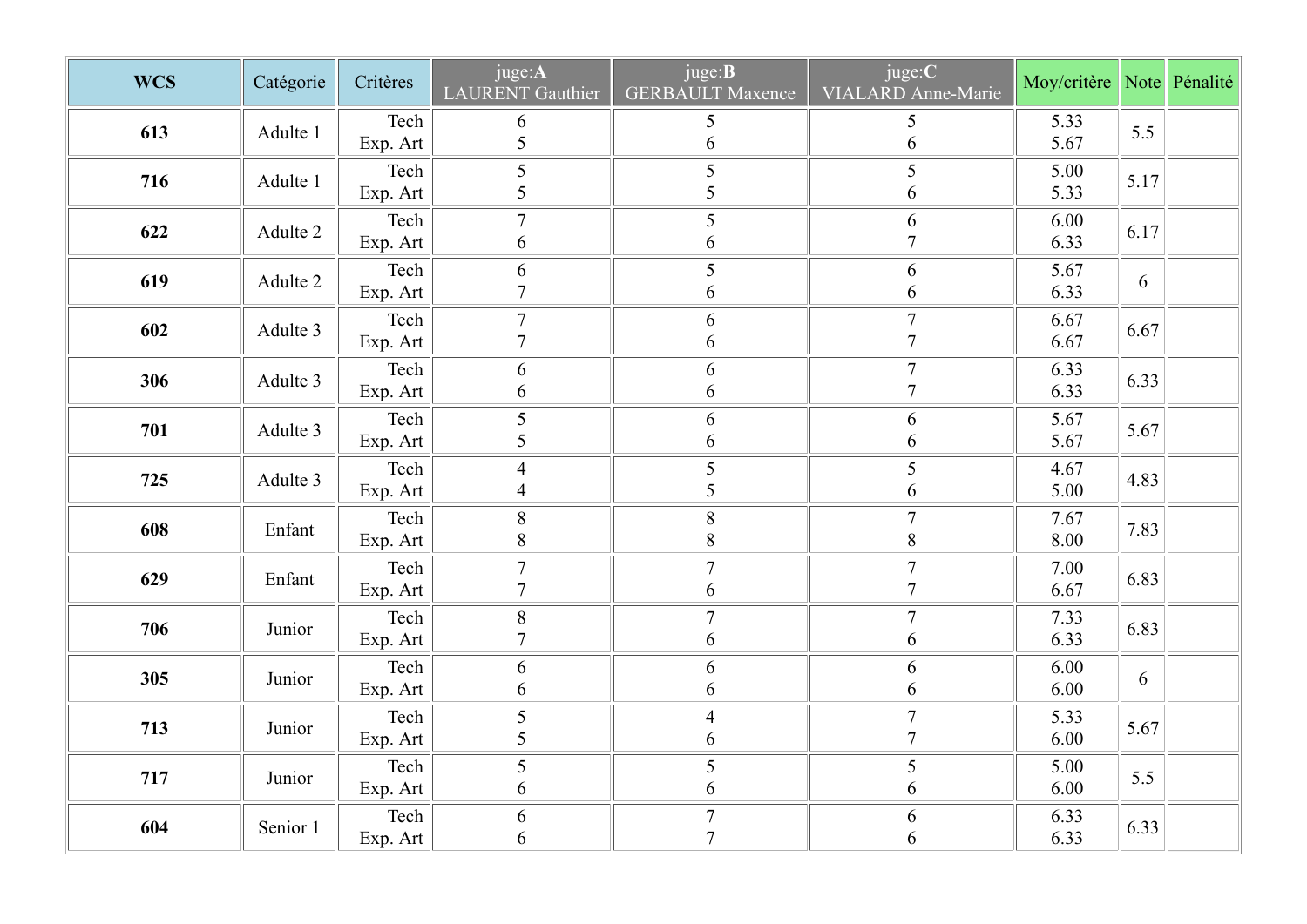| WCS | Catégorie | Critères | juge:**A** LAURENT Gauthier | juge:**B** GERBAULT Maxence | juge:**C** VIALARD Anne-Marie | Moy/critère | Note | Pénalité |
|---|---|---|---|---|---|---|---|---|
| **613** | Adulte 1 | Tech<br>Exp. Art | 6<br>5 | 5<br>6 | 5<br>6 | 5.33<br>5.67 | 5.5 | |
| **716** | Adulte 1 | Tech<br>Exp. Art | 5<br>5 | 5<br>5 | 5<br>6 | 5.00<br>5.33 | 5.17 | |
| **622** | Adulte 2 | Tech<br>Exp. Art | 7<br>6 | 5<br>6 | 6<br>7 | 6.00<br>6.33 | 6.17 | |
| **619** | Adulte 2 | Tech<br>Exp. Art | 6<br>7 | 5<br>6 | 6<br>6 | 5.67<br>6.33 | 6 | |
| **602** | Adulte 3 | Tech<br>Exp. Art | 7<br>7 | 6<br>6 | 7<br>7 | 6.67<br>6.67 | 6.67 | |
| **306** | Adulte 3 | Tech<br>Exp. Art | 6<br>6 | 6<br>6 | 7<br>7 | 6.33<br>6.33 | 6.33 | |
| **701** | Adulte 3 | Tech<br>Exp. Art | 5<br>5 | 6<br>6 | 6<br>6 | 5.67<br>5.67 | 5.67 | |
| **725** | Adulte 3 | Tech<br>Exp. Art | 4<br>4 | 5<br>5 | 5<br>6 | 4.67<br>5.00 | 4.83 | |
| **608** | Enfant | Tech<br>Exp. Art | 8<br>8 | 8<br>8 | 7<br>8 | 7.67<br>8.00 | 7.83 | |
| **629** | Enfant | Tech<br>Exp. Art | 7<br>7 | 7<br>6 | 7<br>7 | 7.00<br>6.67 | 6.83 | |
| **706** | Junior | Tech<br>Exp. Art | 8<br>7 | 7<br>6 | 7<br>6 | 7.33<br>6.33 | 6.83 | |
| **305** | Junior | Tech<br>Exp. Art | 6<br>6 | 6<br>6 | 6<br>6 | 6.00<br>6.00 | 6 | |
| **713** | Junior | Tech<br>Exp. Art | 5<br>5 | 4<br>6 | 7<br>7 | 5.33<br>6.00 | 5.67 | |
| **717** | Junior | Tech<br>Exp. Art | 5<br>6 | 5<br>6 | 5<br>6 | 5.00<br>6.00 | 5.5 | |
| **604** | Senior 1 | Tech<br>Exp. Art | 6<br>6 | 7<br>7 | 6<br>6 | 6.33<br>6.33 | 6.33 | |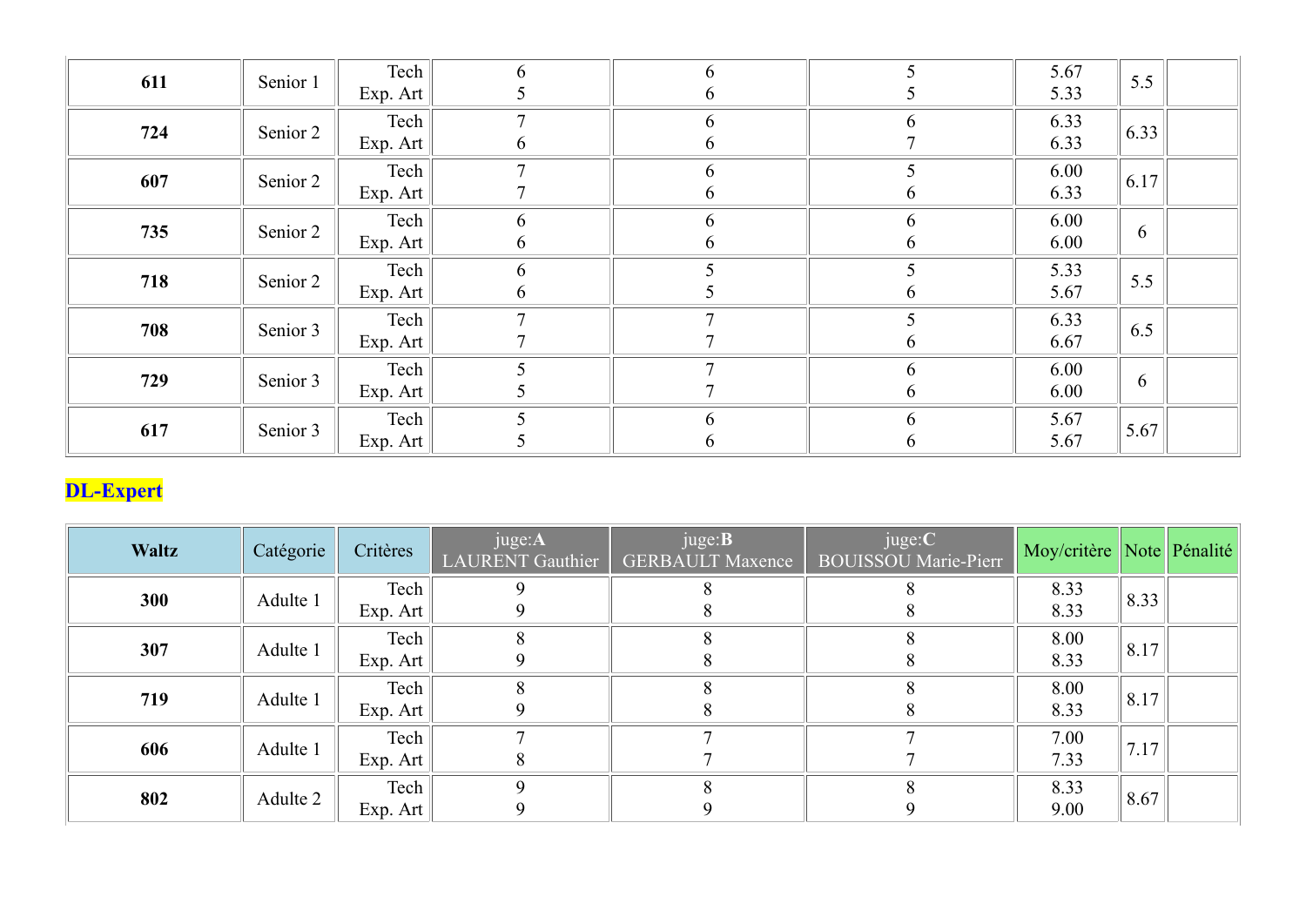| | | | | | | | | |
|---|---|---|---|---|---|---|---|---|
| **611** | Senior 1 | Tech<br>Exp. Art | 6<br>5 | 6<br>6 | 5<br>5 | 5.67<br>5.33 | 5.5 | |
| **724** | Senior 2 | Tech<br>Exp. Art | 7<br>6 | 6<br>6 | 6<br>7 | 6.33<br>6.33 | 6.33 | |
| **607** | Senior 2 | Tech<br>Exp. Art | 7<br>7 | 6<br>6 | 5<br>6 | 6.00<br>6.33 | 6.17 | |
| **735** | Senior 2 | Tech<br>Exp. Art | 6<br>6 | 6<br>6 | 6<br>6 | 6.00<br>6.00 | 6 | |
| **718** | Senior 2 | Tech<br>Exp. Art | 6<br>6 | 5<br>5 | 5<br>6 | 5.33<br>5.67 | 5.5 | |
| **708** | Senior 3 | Tech<br>Exp. Art | 7<br>7 | 7<br>7 | 5<br>6 | 6.33<br>6.67 | 6.5 | |
| **729** | Senior 3 | Tech<br>Exp. Art | 5<br>5 | 7<br>7 | 6<br>6 | 6.00<br>6.00 | 6 | |
| **617** | Senior 3 | Tech<br>Exp. Art | 5<br>5 | 6<br>6 | 6<br>6 | 5.67<br>5.67 | 5.67 | |

## DL-Expert

| **Waltz** | Catégorie | Critères | juge:**A**<br>LAURENT Gauthier | juge:**B**<br>GERBAULT Maxence | juge:**C**<br>BOUISSOU Marie-Pierr | Moy/critère | Note | Pénalité |
|---|---|---|---|---|---|---|---|---|
| **300** | Adulte 1 | Tech<br>Exp. Art | 9<br>9 | 8<br>8 | 8<br>8 | 8.33<br>8.33 | 8.33 | |
| **307** | Adulte 1 | Tech<br>Exp. Art | 8<br>9 | 8<br>8 | 8<br>8 | 8.00<br>8.33 | 8.17 | |
| **719** | Adulte 1 | Tech<br>Exp. Art | 8<br>9 | 8<br>8 | 8<br>8 | 8.00<br>8.33 | 8.17 | |
| **606** | Adulte 1 | Tech<br>Exp. Art | 7<br>8 | 7<br>7 | 7<br>7 | 7.00<br>7.33 | 7.17 | |
| **802** | Adulte 2 | Tech<br>Exp. Art | 9<br>9 | 8<br>9 | 8<br>9 | 8.33<br>9.00 | 8.67 | |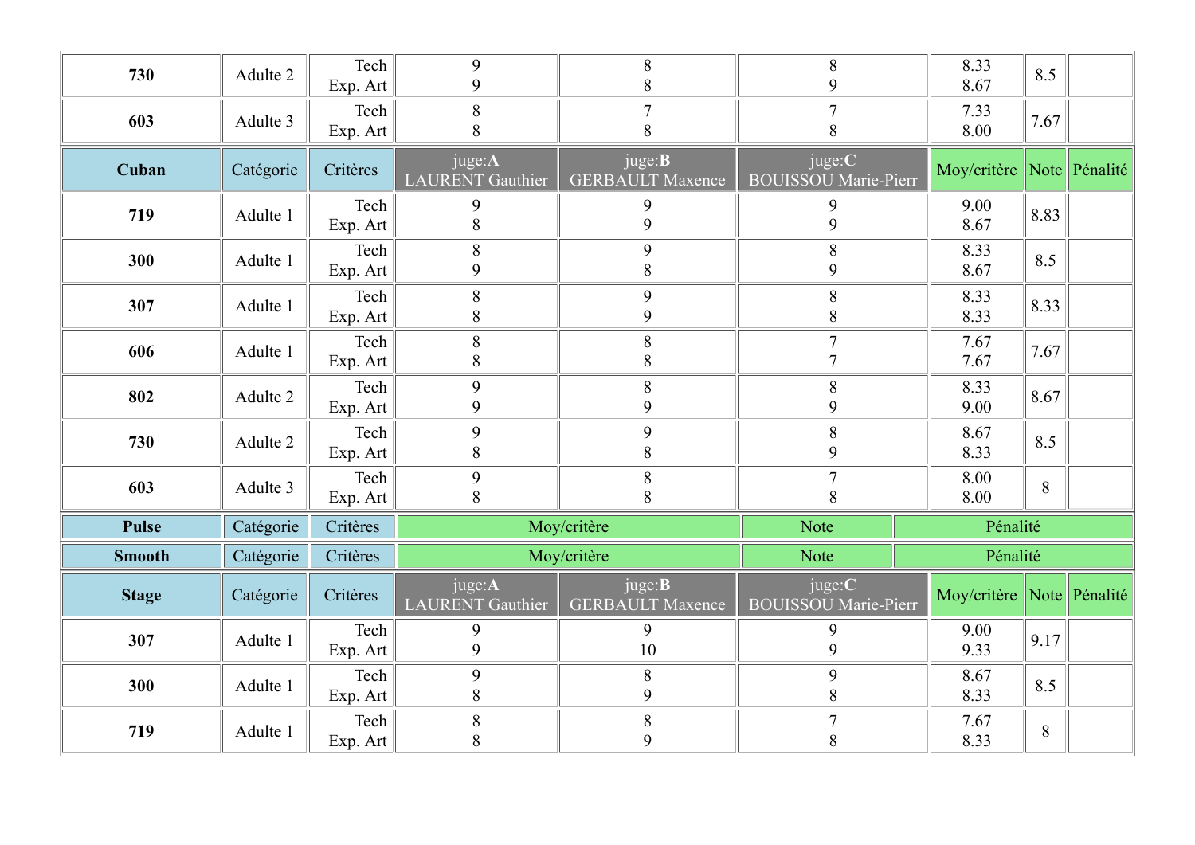| | | | | | | | | |
|---|---|---|---|---|---|---|---|---|
| **730** | Adulte 2 | Tech<br>Exp. Art | 9<br>9 | 8<br>8 | 8<br>9 | 8.33<br>8.67 | 8.5 | |
| **603** | Adulte 3 | Tech<br>Exp. Art | 8<br>8 | 7<br>8 | 7<br>8 | 7.33<br>8.00 | 7.67 | |

| **Cuban** | Catégorie | Critères | juge:**A**<br>LAURENT Gauthier | juge:**B**<br>GERBAULT Maxence | juge:**C**<br>BOUISSOU Marie-Pierr | Moy/critère | Note | Pénalité |
|---|---|---|---|---|---|---|---|---|
| **719** | Adulte 1 | Tech<br>Exp. Art | 9<br>8 | 9<br>9 | 9<br>9 | 9.00<br>8.67 | 8.83 | |
| **300** | Adulte 1 | Tech<br>Exp. Art | 8<br>9 | 9<br>8 | 8<br>9 | 8.33<br>8.67 | 8.5 | |
| **307** | Adulte 1 | Tech<br>Exp. Art | 8<br>8 | 9<br>9 | 8<br>8 | 8.33<br>8.33 | 8.33 | |
| **606** | Adulte 1 | Tech<br>Exp. Art | 8<br>8 | 8<br>8 | 7<br>7 | 7.67<br>7.67 | 7.67 | |
| **802** | Adulte 2 | Tech<br>Exp. Art | 9<br>9 | 8<br>9 | 8<br>9 | 8.33<br>9.00 | 8.67 | |
| **730** | Adulte 2 | Tech<br>Exp. Art | 9<br>8 | 9<br>8 | 8<br>9 | 8.67<br>8.33 | 8.5 | |
| **603** | Adulte 3 | Tech<br>Exp. Art | 9<br>8 | 8<br>8 | 7<br>8 | 8.00<br>8.00 | 8 | |

| **Pulse** | Catégorie | Critères | Moy/critère | Note | Pénalité |
|---|---|---|---|---|---|

| **Smooth** | Catégorie | Critères | Moy/critère | Note | Pénalité |
|---|---|---|---|---|---|

| **Stage** | Catégorie | Critères | juge:**A**<br>LAURENT Gauthier | juge:**B**<br>GERBAULT Maxence | juge:**C**<br>BOUISSOU Marie-Pierr | Moy/critère | Note | Pénalité |
|---|---|---|---|---|---|---|---|---|
| **307** | Adulte 1 | Tech<br>Exp. Art | 9<br>9 | 9<br>10 | 9<br>9 | 9.00<br>9.33 | 9.17 | |
| **300** | Adulte 1 | Tech<br>Exp. Art | 9<br>8 | 8<br>9 | 9<br>8 | 8.67<br>8.33 | 8.5 | |
| **719** | Adulte 1 | Tech<br>Exp. Art | 8<br>8 | 8<br>9 | 7<br>8 | 7.67<br>8.33 | 8 | |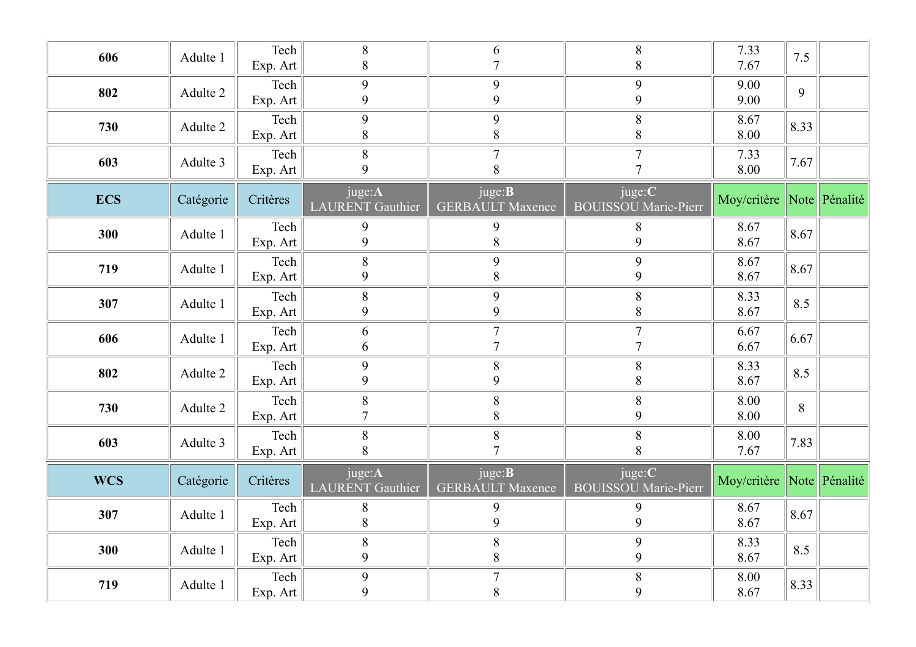| | | | | | | | | |
|---|---|---|---|---|---|---|---|---|
| **606** | Adulte 1 | Tech<br>Exp. Art | 8<br>8 | 6<br>7 | 8<br>8 | 7.33<br>7.67 | 7.5 | |
| **802** | Adulte 2 | Tech<br>Exp. Art | 9<br>9 | 9<br>9 | 9<br>9 | 9.00<br>9.00 | 9 | |
| **730** | Adulte 2 | Tech<br>Exp. Art | 9<br>8 | 9<br>8 | 8<br>8 | 8.67<br>8.00 | 8.33 | |
| **603** | Adulte 3 | Tech<br>Exp. Art | 8<br>9 | 7<br>8 | 7<br>7 | 7.33<br>8.00 | 7.67 | |

| **ECS** | Catégorie | Critères | juge:**A**<br>LAURENT Gauthier | juge:**B**<br>GERBAULT Maxence | juge:**C**<br>BOUISSOU Marie-Pierr | Moy/critère | Note | Pénalité |
|---|---|---|---|---|---|---|---|---|
| **300** | Adulte 1 | Tech<br>Exp. Art | 9<br>9 | 9<br>8 | 8<br>9 | 8.67<br>8.67 | 8.67 | |
| **719** | Adulte 1 | Tech<br>Exp. Art | 8<br>9 | 9<br>8 | 9<br>9 | 8.67<br>8.67 | 8.67 | |
| **307** | Adulte 1 | Tech<br>Exp. Art | 8<br>9 | 9<br>9 | 8<br>8 | 8.33<br>8.67 | 8.5 | |
| **606** | Adulte 1 | Tech<br>Exp. Art | 6<br>6 | 7<br>7 | 7<br>7 | 6.67<br>6.67 | 6.67 | |
| **802** | Adulte 2 | Tech<br>Exp. Art | 9<br>9 | 8<br>9 | 8<br>8 | 8.33<br>8.67 | 8.5 | |
| **730** | Adulte 2 | Tech<br>Exp. Art | 8<br>7 | 8<br>8 | 8<br>9 | 8.00<br>8.00 | 8 | |
| **603** | Adulte 3 | Tech<br>Exp. Art | 8<br>8 | 8<br>7 | 8<br>8 | 8.00<br>7.67 | 7.83 | |

| **WCS** | Catégorie | Critères | juge:**A**<br>LAURENT Gauthier | juge:**B**<br>GERBAULT Maxence | juge:**C**<br>BOUISSOU Marie-Pierr | Moy/critère | Note | Pénalité |
|---|---|---|---|---|---|---|---|---|
| **307** | Adulte 1 | Tech<br>Exp. Art | 8<br>8 | 9<br>9 | 9<br>9 | 8.67<br>8.67 | 8.67 | |
| **300** | Adulte 1 | Tech<br>Exp. Art | 8<br>9 | 8<br>8 | 9<br>9 | 8.33<br>8.67 | 8.5 | |
| **719** | Adulte 1 | Tech<br>Exp. Art | 9<br>9 | 7<br>8 | 8<br>9 | 8.00<br>8.67 | 8.33 | |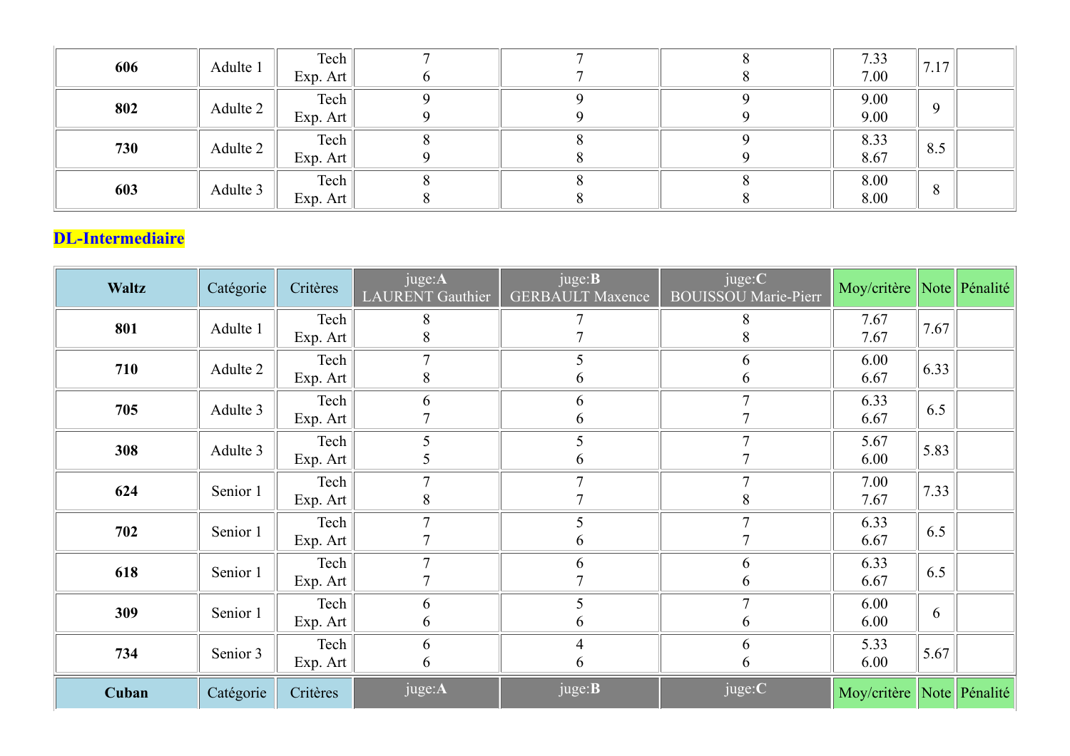| | | | | | | | | |
|---|---|---|---|---|---|---|---|---|
| **606** | Adulte 1 | Tech<br>Exp. Art | 7<br>6 | 7<br>7 | 8<br>8 | 7.33<br>7.00 | 7.17 | |
| **802** | Adulte 2 | Tech<br>Exp. Art | 9<br>9 | 9<br>9 | 9<br>9 | 9.00<br>9.00 | 9 | |
| **730** | Adulte 2 | Tech<br>Exp. Art | 8<br>9 | 8<br>8 | 9<br>9 | 8.33<br>8.67 | 8.5 | |
| **603** | Adulte 3 | Tech<br>Exp. Art | 8<br>8 | 8<br>8 | 8<br>8 | 8.00<br>8.00 | 8 | |

## DL-Intermediaire

| **Waltz** | Catégorie | Critères | juge:**A**<br>LAURENT Gauthier | juge:**B**<br>GERBAULT Maxence | juge:**C**<br>BOUISSOU Marie-Pierr | Moy/critère | Note | Pénalité |
|---|---|---|---|---|---|---|---|---|
| **801** | Adulte 1 | Tech<br>Exp. Art | 8<br>8 | 7<br>7 | 8<br>8 | 7.67<br>7.67 | 7.67 | |
| **710** | Adulte 2 | Tech<br>Exp. Art | 7<br>8 | 5<br>6 | 6<br>6 | 6.00<br>6.67 | 6.33 | |
| **705** | Adulte 3 | Tech<br>Exp. Art | 6<br>7 | 6<br>6 | 7<br>7 | 6.33<br>6.67 | 6.5 | |
| **308** | Adulte 3 | Tech<br>Exp. Art | 5<br>5 | 5<br>6 | 7<br>7 | 5.67<br>6.00 | 5.83 | |
| **624** | Senior 1 | Tech<br>Exp. Art | 7<br>8 | 7<br>7 | 7<br>8 | 7.00<br>7.67 | 7.33 | |
| **702** | Senior 1 | Tech<br>Exp. Art | 7<br>7 | 5<br>6 | 7<br>7 | 6.33<br>6.67 | 6.5 | |
| **618** | Senior 1 | Tech<br>Exp. Art | 7<br>7 | 6<br>7 | 6<br>6 | 6.33<br>6.67 | 6.5 | |
| **309** | Senior 1 | Tech<br>Exp. Art | 6<br>6 | 5<br>6 | 7<br>6 | 6.00<br>6.00 | 6 | |
| **734** | Senior 3 | Tech<br>Exp. Art | 6<br>6 | 4<br>6 | 6<br>6 | 5.33<br>6.00 | 5.67 | |

| **Cuban** | Catégorie | Critères | juge:**A** | juge:**B** | juge:**C** | Moy/critère | Note | Pénalité |
|---|---|---|---|---|---|---|---|---|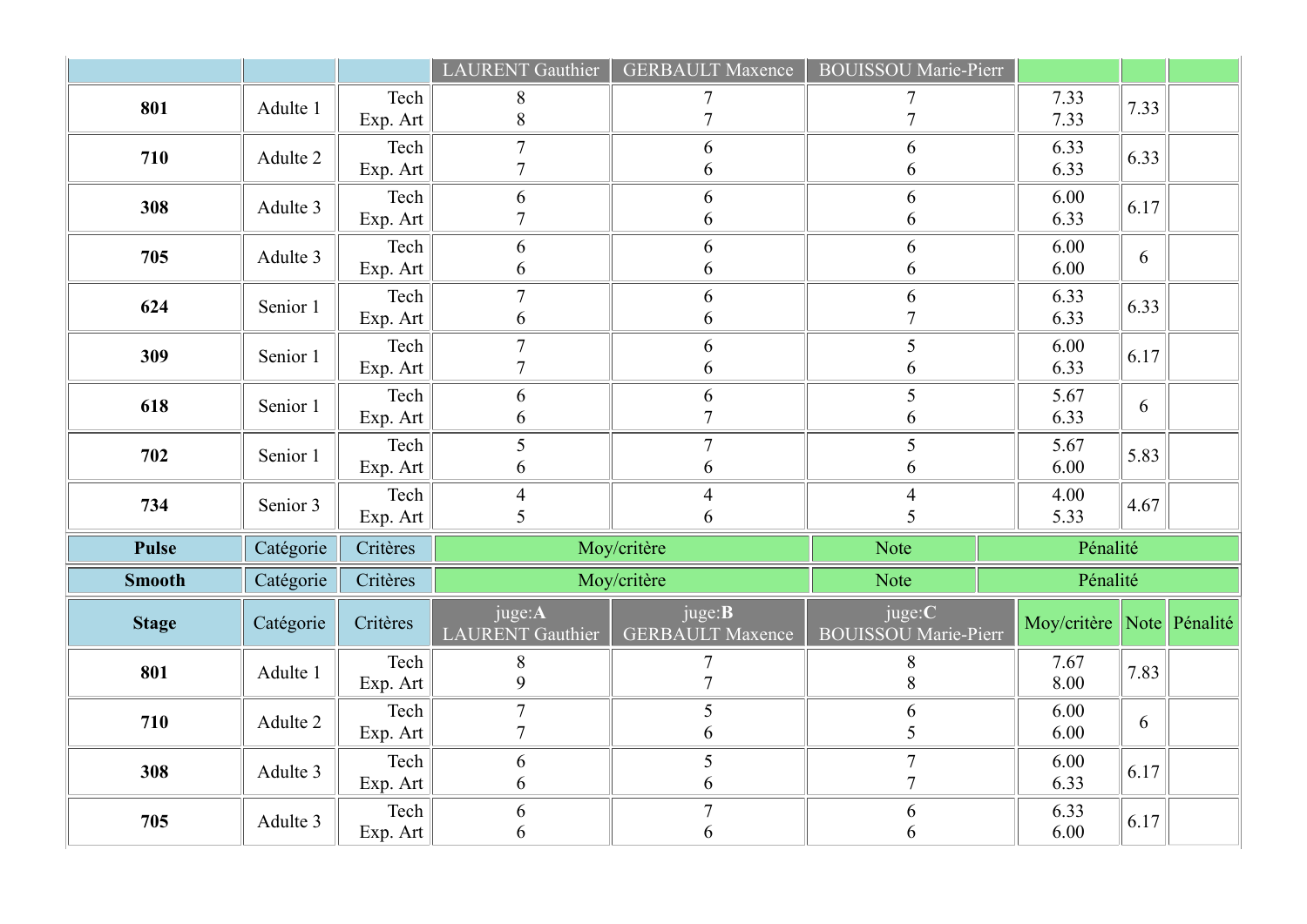| | | | LAURENT Gauthier | GERBAULT Maxence | BOUISSOU Marie-Pierr | | | |
|---|---|---|---|---|---|---|---|---|
| **801** | Adulte 1 | Tech<br>Exp. Art | 8<br>8 | 7<br>7 | 7<br>7 | 7.33<br>7.33 | 7.33 | |
| **710** | Adulte 2 | Tech<br>Exp. Art | 7<br>7 | 6<br>6 | 6<br>6 | 6.33<br>6.33 | 6.33 | |
| **308** | Adulte 3 | Tech<br>Exp. Art | 6<br>7 | 6<br>6 | 6<br>6 | 6.00<br>6.33 | 6.17 | |
| **705** | Adulte 3 | Tech<br>Exp. Art | 6<br>6 | 6<br>6 | 6<br>6 | 6.00<br>6.00 | 6 | |
| **624** | Senior 1 | Tech<br>Exp. Art | 7<br>6 | 6<br>6 | 6<br>7 | 6.33<br>6.33 | 6.33 | |
| **309** | Senior 1 | Tech<br>Exp. Art | 7<br>7 | 6<br>6 | 5<br>6 | 6.00<br>6.33 | 6.17 | |
| **618** | Senior 1 | Tech<br>Exp. Art | 6<br>6 | 6<br>7 | 5<br>6 | 5.67<br>6.33 | 6 | |
| **702** | Senior 1 | Tech<br>Exp. Art | 5<br>6 | 7<br>6 | 5<br>6 | 5.67<br>6.00 | 5.83 | |
| **734** | Senior 3 | Tech<br>Exp. Art | 4<br>5 | 4<br>6 | 4<br>5 | 4.00<br>5.33 | 4.67 | |

| **Pulse** | Catégorie | Critères | Moy/critère | Note | Pénalité |
|---|---|---|---|---|---|

| **Smooth** | Catégorie | Critères | Moy/critère | Note | Pénalité |
|---|---|---|---|---|---|

| **Stage** | Catégorie | Critères | juge:**A**<br>LAURENT Gauthier | juge:**B**<br>GERBAULT Maxence | juge:**C**<br>BOUISSOU Marie-Pierr | Moy/critère | Note | Pénalité |
|---|---|---|---|---|---|---|---|---|
| **801** | Adulte 1 | Tech<br>Exp. Art | 8<br>9 | 7<br>7 | 8<br>8 | 7.67<br>8.00 | 7.83 | |
| **710** | Adulte 2 | Tech<br>Exp. Art | 7<br>7 | 5<br>6 | 6<br>5 | 6.00<br>6.00 | 6 | |
| **308** | Adulte 3 | Tech<br>Exp. Art | 6<br>6 | 5<br>6 | 7<br>7 | 6.00<br>6.33 | 6.17 | |
| **705** | Adulte 3 | Tech<br>Exp. Art | 6<br>6 | 7<br>6 | 6<br>6 | 6.33<br>6.00 | 6.17 | |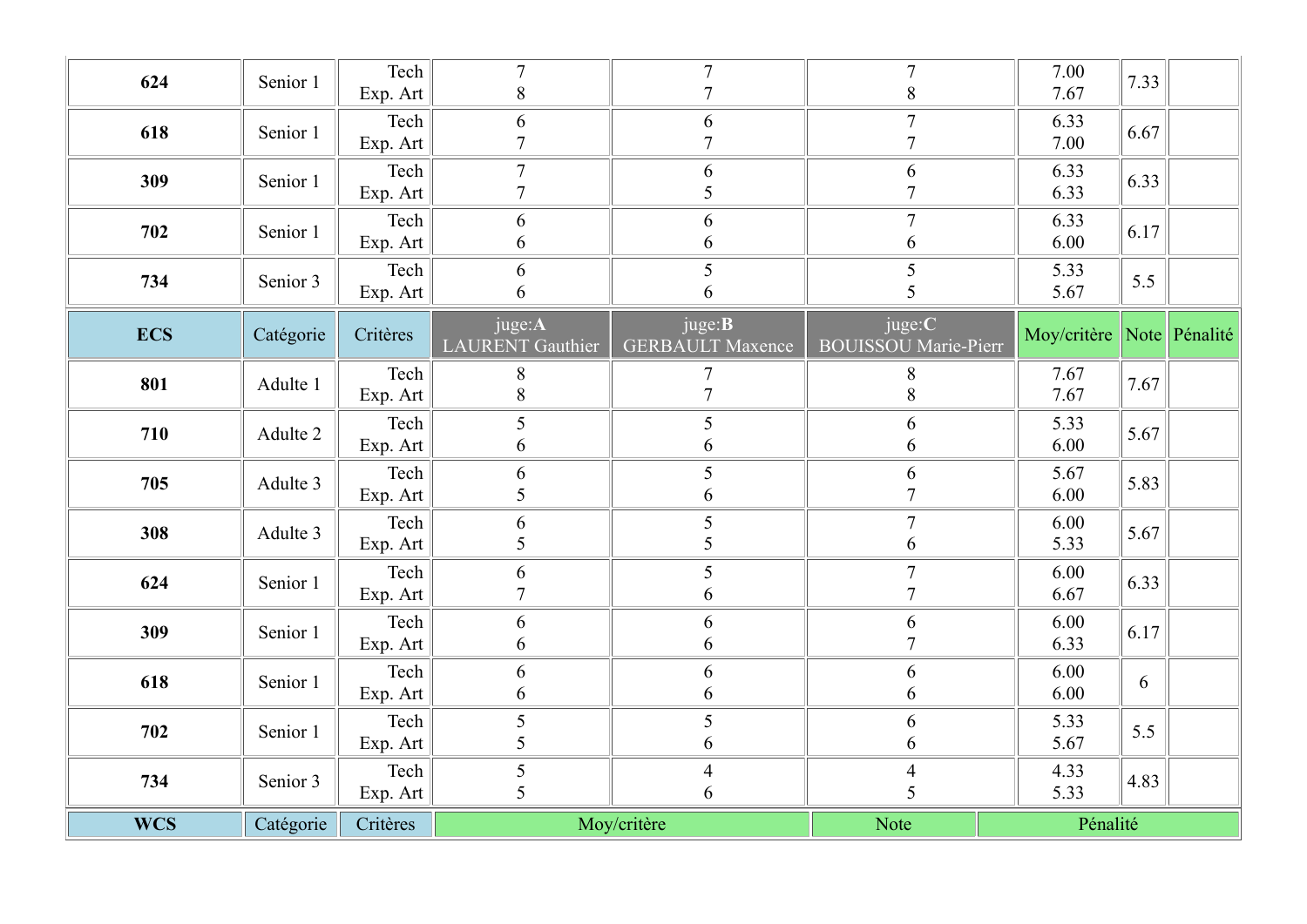| | | | | | | | | |
|---|---|---|---|---|---|---|---|---|
| **624** | Senior 1 | Tech<br>Exp. Art | 7<br>8 | 7<br>7 | 7<br>8 | 7.00<br>7.67 | 7.33 | |
| **618** | Senior 1 | Tech<br>Exp. Art | 6<br>7 | 6<br>7 | 7<br>7 | 6.33<br>7.00 | 6.67 | |
| **309** | Senior 1 | Tech<br>Exp. Art | 7<br>7 | 6<br>5 | 6<br>7 | 6.33<br>6.33 | 6.33 | |
| **702** | Senior 1 | Tech<br>Exp. Art | 6<br>6 | 6<br>6 | 7<br>6 | 6.33<br>6.00 | 6.17 | |
| **734** | Senior 3 | Tech<br>Exp. Art | 6<br>6 | 5<br>6 | 5<br>5 | 5.33<br>5.67 | 5.5 | |

| **ECS** | Catégorie | Critères | juge:**A**<br>LAURENT Gauthier | juge:**B**<br>GERBAULT Maxence | juge:**C**<br>BOUISSOU Marie-Pierr | Moy/critère | Note | Pénalité |
|---|---|---|---|---|---|---|---|---|
| **801** | Adulte 1 | Tech<br>Exp. Art | 8<br>8 | 7<br>7 | 8<br>8 | 7.67<br>7.67 | 7.67 | |
| **710** | Adulte 2 | Tech<br>Exp. Art | 5<br>6 | 5<br>6 | 6<br>6 | 5.33<br>6.00 | 5.67 | |
| **705** | Adulte 3 | Tech<br>Exp. Art | 6<br>5 | 5<br>6 | 6<br>7 | 5.67<br>6.00 | 5.83 | |
| **308** | Adulte 3 | Tech<br>Exp. Art | 6<br>5 | 5<br>5 | 7<br>6 | 6.00<br>5.33 | 5.67 | |
| **624** | Senior 1 | Tech<br>Exp. Art | 6<br>7 | 5<br>6 | 7<br>7 | 6.00<br>6.67 | 6.33 | |
| **309** | Senior 1 | Tech<br>Exp. Art | 6<br>6 | 6<br>6 | 6<br>7 | 6.00<br>6.33 | 6.17 | |
| **618** | Senior 1 | Tech<br>Exp. Art | 6<br>6 | 6<br>6 | 6<br>6 | 6.00<br>6.00 | 6 | |
| **702** | Senior 1 | Tech<br>Exp. Art | 5<br>5 | 5<br>6 | 6<br>6 | 5.33<br>5.67 | 5.5 | |
| **734** | Senior 3 | Tech<br>Exp. Art | 5<br>5 | 4<br>6 | 4<br>5 | 4.33<br>5.33 | 4.83 | |

| **WCS** | Catégorie | Critères | Moy/critère | Note | Pénalité |
|---|---|---|---|---|---|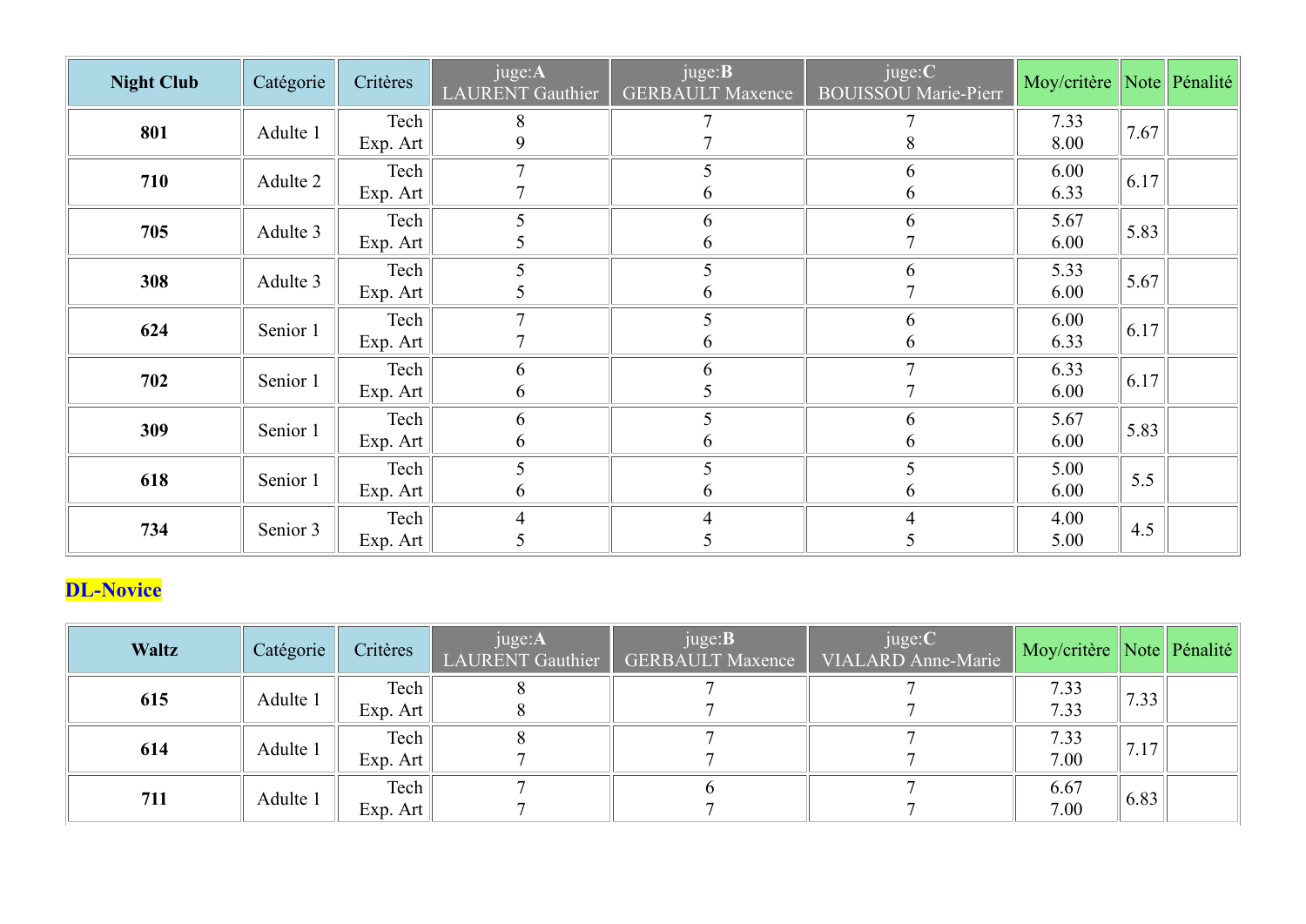| Night Club | Catégorie | Critères | juge:**A** LAURENT Gauthier | juge:**B** GERBAULT Maxence | juge:**C** BOUISSOU Marie-Pierr | Moy/critère | Note | Pénalité |
|---|---|---|---|---|---|---|---|---|
| **801** | Adulte 1 | Tech<br>Exp. Art | 8<br>9 | 7<br>7 | 7<br>8 | 7.33<br>8.00 | 7.67 | |
| **710** | Adulte 2 | Tech<br>Exp. Art | 7<br>7 | 5<br>6 | 6<br>6 | 6.00<br>6.33 | 6.17 | |
| **705** | Adulte 3 | Tech<br>Exp. Art | 5<br>5 | 6<br>6 | 6<br>7 | 5.67<br>6.00 | 5.83 | |
| **308** | Adulte 3 | Tech<br>Exp. Art | 5<br>5 | 5<br>6 | 6<br>7 | 5.33<br>6.00 | 5.67 | |
| **624** | Senior 1 | Tech<br>Exp. Art | 7<br>7 | 5<br>6 | 6<br>6 | 6.00<br>6.33 | 6.17 | |
| **702** | Senior 1 | Tech<br>Exp. Art | 6<br>6 | 6<br>5 | 7<br>7 | 6.33<br>6.00 | 6.17 | |
| **309** | Senior 1 | Tech<br>Exp. Art | 6<br>6 | 5<br>6 | 6<br>6 | 5.67<br>6.00 | 5.83 | |
| **618** | Senior 1 | Tech<br>Exp. Art | 5<br>6 | 5<br>6 | 5<br>6 | 5.00<br>6.00 | 5.5 | |
| **734** | Senior 3 | Tech<br>Exp. Art | 4<br>5 | 4<br>5 | 4<br>5 | 4.00<br>5.00 | 4.5 | |

## DL-Novice

| Waltz | Catégorie | Critères | juge:**A** LAURENT Gauthier | juge:**B** GERBAULT Maxence | juge:**C** VIALARD Anne-Marie | Moy/critère | Note | Pénalité |
|---|---|---|---|---|---|---|---|---|
| **615** | Adulte 1 | Tech<br>Exp. Art | 8<br>8 | 7<br>7 | 7<br>7 | 7.33<br>7.33 | 7.33 | |
| **614** | Adulte 1 | Tech<br>Exp. Art | 8<br>7 | 7<br>7 | 7<br>7 | 7.33<br>7.00 | 7.17 | |
| **711** | Adulte 1 | Tech<br>Exp. Art | 7<br>7 | 6<br>7 | 7<br>7 | 6.67<br>7.00 | 6.83 | |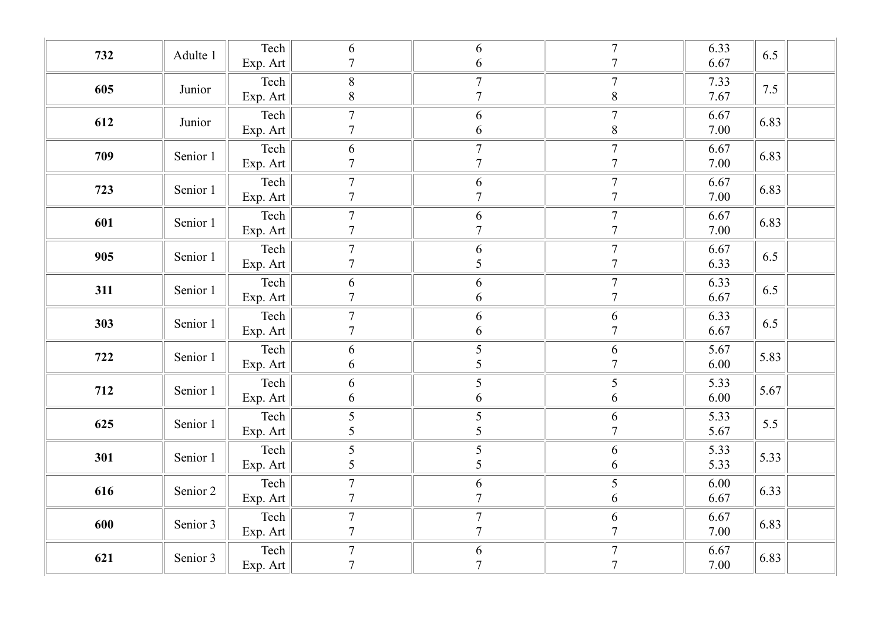| | | | | | | | | |
|---|---|---|---|---|---|---|---|---|
| **732** | Adulte 1 | Tech<br>Exp. Art | 6<br>7 | 6<br>6 | 7<br>7 | 6.33<br>6.67 | 6.5 | |
| **605** | Junior | Tech<br>Exp. Art | 8<br>8 | 7<br>7 | 7<br>8 | 7.33<br>7.67 | 7.5 | |
| **612** | Junior | Tech<br>Exp. Art | 7<br>7 | 6<br>6 | 7<br>8 | 6.67<br>7.00 | 6.83 | |
| **709** | Senior 1 | Tech<br>Exp. Art | 6<br>7 | 7<br>7 | 7<br>7 | 6.67<br>7.00 | 6.83 | |
| **723** | Senior 1 | Tech<br>Exp. Art | 7<br>7 | 6<br>7 | 7<br>7 | 6.67<br>7.00 | 6.83 | |
| **601** | Senior 1 | Tech<br>Exp. Art | 7<br>7 | 6<br>7 | 7<br>7 | 6.67<br>7.00 | 6.83 | |
| **905** | Senior 1 | Tech<br>Exp. Art | 7<br>7 | 6<br>5 | 7<br>7 | 6.67<br>6.33 | 6.5 | |
| **311** | Senior 1 | Tech<br>Exp. Art | 6<br>7 | 6<br>6 | 7<br>7 | 6.33<br>6.67 | 6.5 | |
| **303** | Senior 1 | Tech<br>Exp. Art | 7<br>7 | 6<br>6 | 6<br>7 | 6.33<br>6.67 | 6.5 | |
| **722** | Senior 1 | Tech<br>Exp. Art | 6<br>6 | 5<br>5 | 6<br>7 | 5.67<br>6.00 | 5.83 | |
| **712** | Senior 1 | Tech<br>Exp. Art | 6<br>6 | 5<br>6 | 5<br>6 | 5.33<br>6.00 | 5.67 | |
| **625** | Senior 1 | Tech<br>Exp. Art | 5<br>5 | 5<br>5 | 6<br>7 | 5.33<br>5.67 | 5.5 | |
| **301** | Senior 1 | Tech<br>Exp. Art | 5<br>5 | 5<br>5 | 6<br>6 | 5.33<br>5.33 | 5.33 | |
| **616** | Senior 2 | Tech<br>Exp. Art | 7<br>7 | 6<br>7 | 5<br>6 | 6.00<br>6.67 | 6.33 | |
| **600** | Senior 3 | Tech<br>Exp. Art | 7<br>7 | 7<br>7 | 6<br>7 | 6.67<br>7.00 | 6.83 | |
| **621** | Senior 3 | Tech<br>Exp. Art | 7<br>7 | 6<br>7 | 7<br>7 | 6.67<br>7.00 | 6.83 | |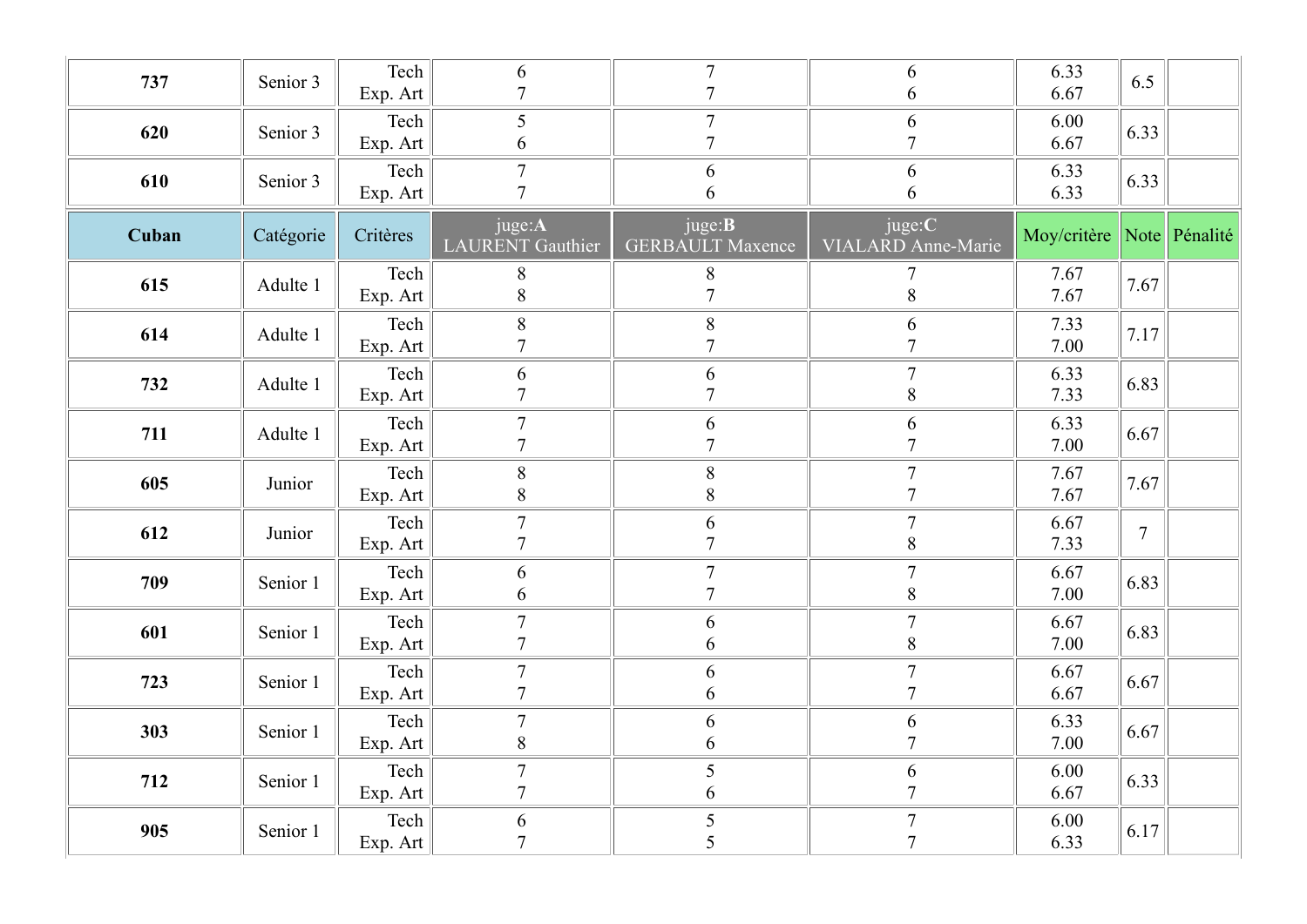| | | | | | | | | |
|---|---|---|---|---|---|---|---|---|
| **737** | Senior 3 | Tech<br>Exp. Art | 6<br>7 | 7<br>7 | 6<br>6 | 6.33<br>6.67 | 6.5 | |
| **620** | Senior 3 | Tech<br>Exp. Art | 5<br>6 | 7<br>7 | 6<br>7 | 6.00<br>6.67 | 6.33 | |
| **610** | Senior 3 | Tech<br>Exp. Art | 7<br>7 | 6<br>6 | 6<br>6 | 6.33<br>6.33 | 6.33 | |

| **Cuban** | Catégorie | Critères | juge:**A**<br>LAURENT Gauthier | juge:**B**<br>GERBAULT Maxence | juge:**C**<br>VIALARD Anne-Marie | Moy/critère | Note | Pénalité |
|---|---|---|---|---|---|---|---|---|
| **615** | Adulte 1 | Tech<br>Exp. Art | 8<br>8 | 8<br>7 | 7<br>8 | 7.67<br>7.67 | 7.67 | |
| **614** | Adulte 1 | Tech<br>Exp. Art | 8<br>7 | 8<br>7 | 6<br>7 | 7.33<br>7.00 | 7.17 | |
| **732** | Adulte 1 | Tech<br>Exp. Art | 6<br>7 | 6<br>7 | 7<br>8 | 6.33<br>7.33 | 6.83 | |
| **711** | Adulte 1 | Tech<br>Exp. Art | 7<br>7 | 6<br>7 | 6<br>7 | 6.33<br>7.00 | 6.67 | |
| **605** | Junior | Tech<br>Exp. Art | 8<br>8 | 8<br>8 | 7<br>7 | 7.67<br>7.67 | 7.67 | |
| **612** | Junior | Tech<br>Exp. Art | 7<br>7 | 6<br>7 | 7<br>8 | 6.67<br>7.33 | 7 | |
| **709** | Senior 1 | Tech<br>Exp. Art | 6<br>6 | 7<br>7 | 7<br>8 | 6.67<br>7.00 | 6.83 | |
| **601** | Senior 1 | Tech<br>Exp. Art | 7<br>7 | 6<br>6 | 7<br>8 | 6.67<br>7.00 | 6.83 | |
| **723** | Senior 1 | Tech<br>Exp. Art | 7<br>7 | 6<br>6 | 7<br>7 | 6.67<br>6.67 | 6.67 | |
| **303** | Senior 1 | Tech<br>Exp. Art | 7<br>8 | 6<br>6 | 6<br>7 | 6.33<br>7.00 | 6.67 | |
| **712** | Senior 1 | Tech<br>Exp. Art | 7<br>7 | 5<br>6 | 6<br>7 | 6.00<br>6.67 | 6.33 | |
| **905** | Senior 1 | Tech<br>Exp. Art | 6<br>7 | 5<br>5 | 7<br>7 | 6.00<br>6.33 | 6.17 | |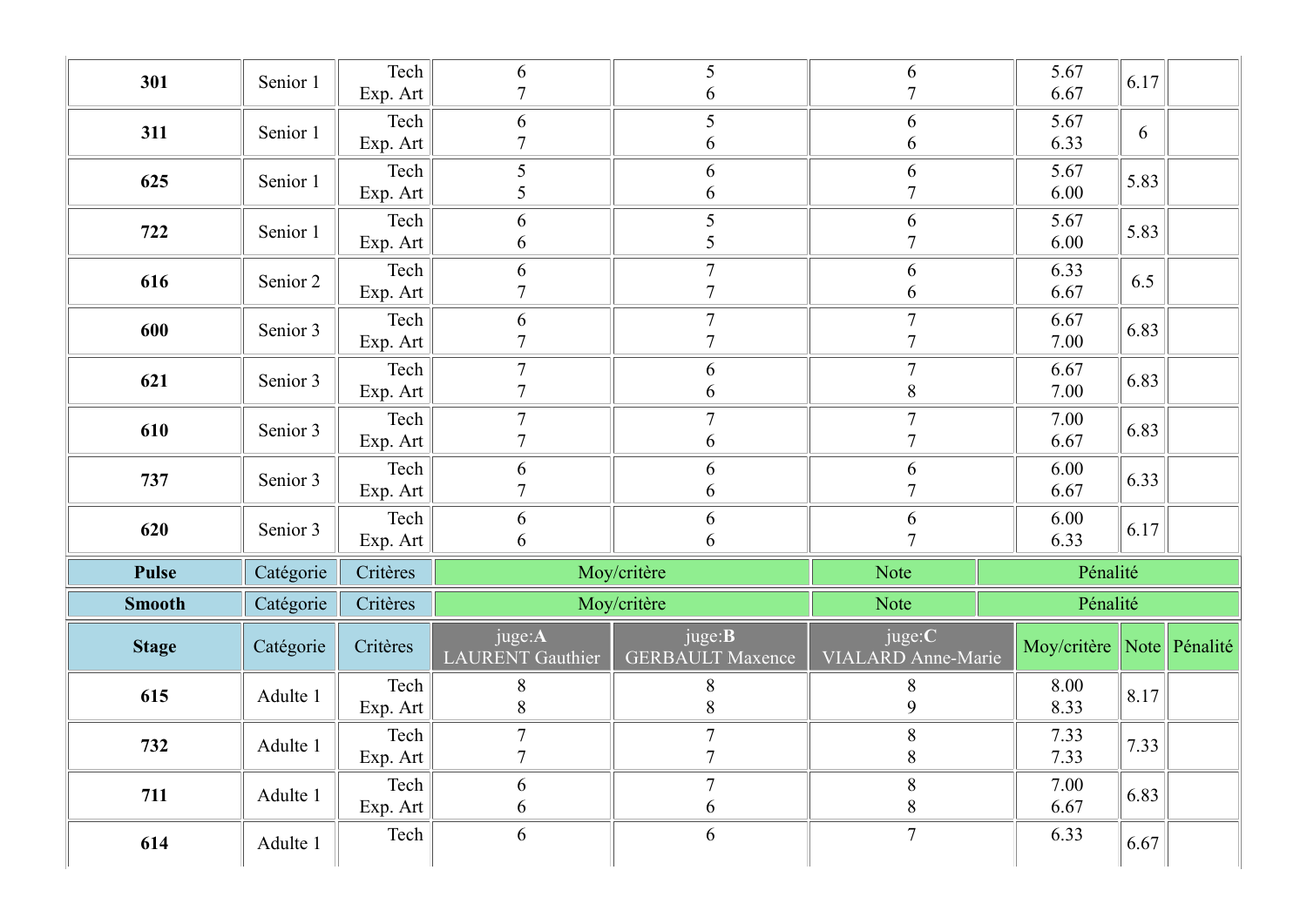| | | | | | | | | |
|---|---|---|---|---|---|---|---|---|
| **301** | Senior 1 | Tech<br>Exp. Art | 6<br>7 | 5<br>6 | 6<br>7 | 5.67<br>6.67 | 6.17 | |
| **311** | Senior 1 | Tech<br>Exp. Art | 6<br>7 | 5<br>6 | 6<br>6 | 5.67<br>6.33 | 6 | |
| **625** | Senior 1 | Tech<br>Exp. Art | 5<br>5 | 6<br>6 | 6<br>7 | 5.67<br>6.00 | 5.83 | |
| **722** | Senior 1 | Tech<br>Exp. Art | 6<br>6 | 5<br>5 | 6<br>7 | 5.67<br>6.00 | 5.83 | |
| **616** | Senior 2 | Tech<br>Exp. Art | 6<br>7 | 7<br>7 | 6<br>6 | 6.33<br>6.67 | 6.5 | |
| **600** | Senior 3 | Tech<br>Exp. Art | 6<br>7 | 7<br>7 | 7<br>7 | 6.67<br>7.00 | 6.83 | |
| **621** | Senior 3 | Tech<br>Exp. Art | 7<br>7 | 6<br>6 | 7<br>8 | 6.67<br>7.00 | 6.83 | |
| **610** | Senior 3 | Tech<br>Exp. Art | 7<br>7 | 7<br>6 | 7<br>7 | 7.00<br>6.67 | 6.83 | |
| **737** | Senior 3 | Tech<br>Exp. Art | 6<br>7 | 6<br>6 | 6<br>7 | 6.00<br>6.67 | 6.33 | |
| **620** | Senior 3 | Tech<br>Exp. Art | 6<br>6 | 6<br>6 | 6<br>7 | 6.00<br>6.33 | 6.17 | |

| **Pulse** | Catégorie | Critères | Moy/critère | Note | Pénalité |
|---|---|---|---|---|---|

| **Smooth** | Catégorie | Critères | Moy/critère | Note | Pénalité |
|---|---|---|---|---|---|

| **Stage** | Catégorie | Critères | juge:**A**<br>LAURENT Gauthier | juge:**B**<br>GERBAULT Maxence | juge:**C**<br>VIALARD Anne-Marie | Moy/critère | Note | Pénalité |
|---|---|---|---|---|---|---|---|---|
| **615** | Adulte 1 | Tech<br>Exp. Art | 8<br>8 | 8<br>8 | 8<br>9 | 8.00<br>8.33 | 8.17 | |
| **732** | Adulte 1 | Tech<br>Exp. Art | 7<br>7 | 7<br>7 | 8<br>8 | 7.33<br>7.33 | 7.33 | |
| **711** | Adulte 1 | Tech<br>Exp. Art | 6<br>6 | 7<br>6 | 8<br>8 | 7.00<br>6.67 | 6.83 | |
| **614** | Adulte 1 | Tech | 6 | 6 | 7 | 6.33 | 6.67 | |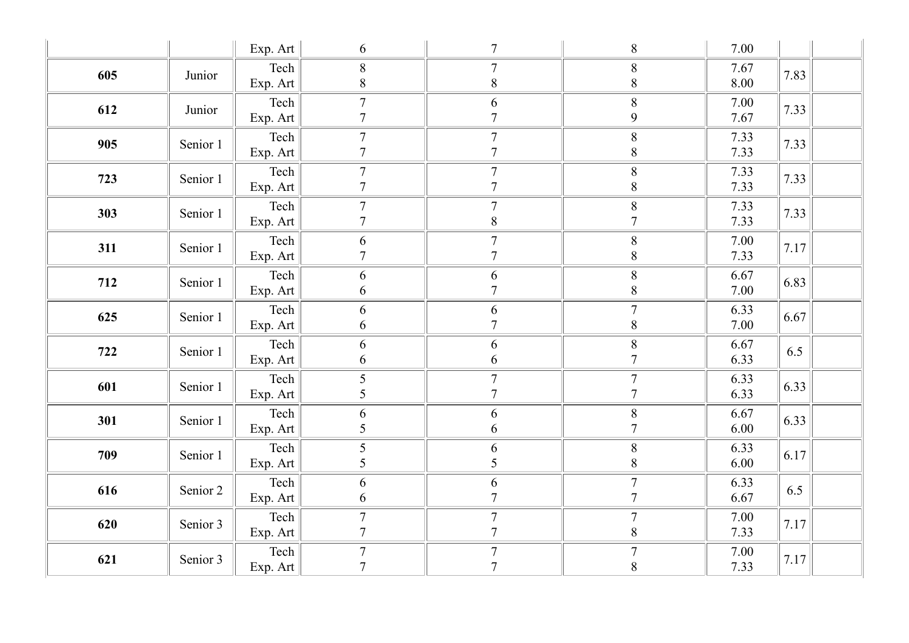| | | | | | | | | |
|---|---|---|---|---|---|---|---|---|
| | | Exp. Art | 6 | 7 | 8 | 7.00 | | |
| **605** | Junior | Tech<br>Exp. Art | 8<br>8 | 7<br>8 | 8<br>8 | 7.67<br>8.00 | 7.83 | |
| **612** | Junior | Tech<br>Exp. Art | 7<br>7 | 6<br>7 | 8<br>9 | 7.00<br>7.67 | 7.33 | |
| **905** | Senior 1 | Tech<br>Exp. Art | 7<br>7 | 7<br>7 | 8<br>8 | 7.33<br>7.33 | 7.33 | |
| **723** | Senior 1 | Tech<br>Exp. Art | 7<br>7 | 7<br>7 | 8<br>8 | 7.33<br>7.33 | 7.33 | |
| **303** | Senior 1 | Tech<br>Exp. Art | 7<br>7 | 7<br>8 | 8<br>7 | 7.33<br>7.33 | 7.33 | |
| **311** | Senior 1 | Tech<br>Exp. Art | 6<br>7 | 7<br>7 | 8<br>8 | 7.00<br>7.33 | 7.17 | |
| **712** | Senior 1 | Tech<br>Exp. Art | 6<br>6 | 6<br>7 | 8<br>8 | 6.67<br>7.00 | 6.83 | |
| **625** | Senior 1 | Tech<br>Exp. Art | 6<br>6 | 6<br>7 | 7<br>8 | 6.33<br>7.00 | 6.67 | |
| **722** | Senior 1 | Tech<br>Exp. Art | 6<br>6 | 6<br>6 | 8<br>7 | 6.67<br>6.33 | 6.5 | |
| **601** | Senior 1 | Tech<br>Exp. Art | 5<br>5 | 7<br>7 | 7<br>7 | 6.33<br>6.33 | 6.33 | |
| **301** | Senior 1 | Tech<br>Exp. Art | 6<br>5 | 6<br>6 | 8<br>7 | 6.67<br>6.00 | 6.33 | |
| **709** | Senior 1 | Tech<br>Exp. Art | 5<br>5 | 6<br>5 | 8<br>8 | 6.33<br>6.00 | 6.17 | |
| **616** | Senior 2 | Tech<br>Exp. Art | 6<br>6 | 6<br>7 | 7<br>7 | 6.33<br>6.67 | 6.5 | |
| **620** | Senior 3 | Tech<br>Exp. Art | 7<br>7 | 7<br>7 | 7<br>8 | 7.00<br>7.33 | 7.17 | |
| **621** | Senior 3 | Tech<br>Exp. Art | 7<br>7 | 7<br>7 | 7<br>8 | 7.00<br>7.33 | 7.17 | |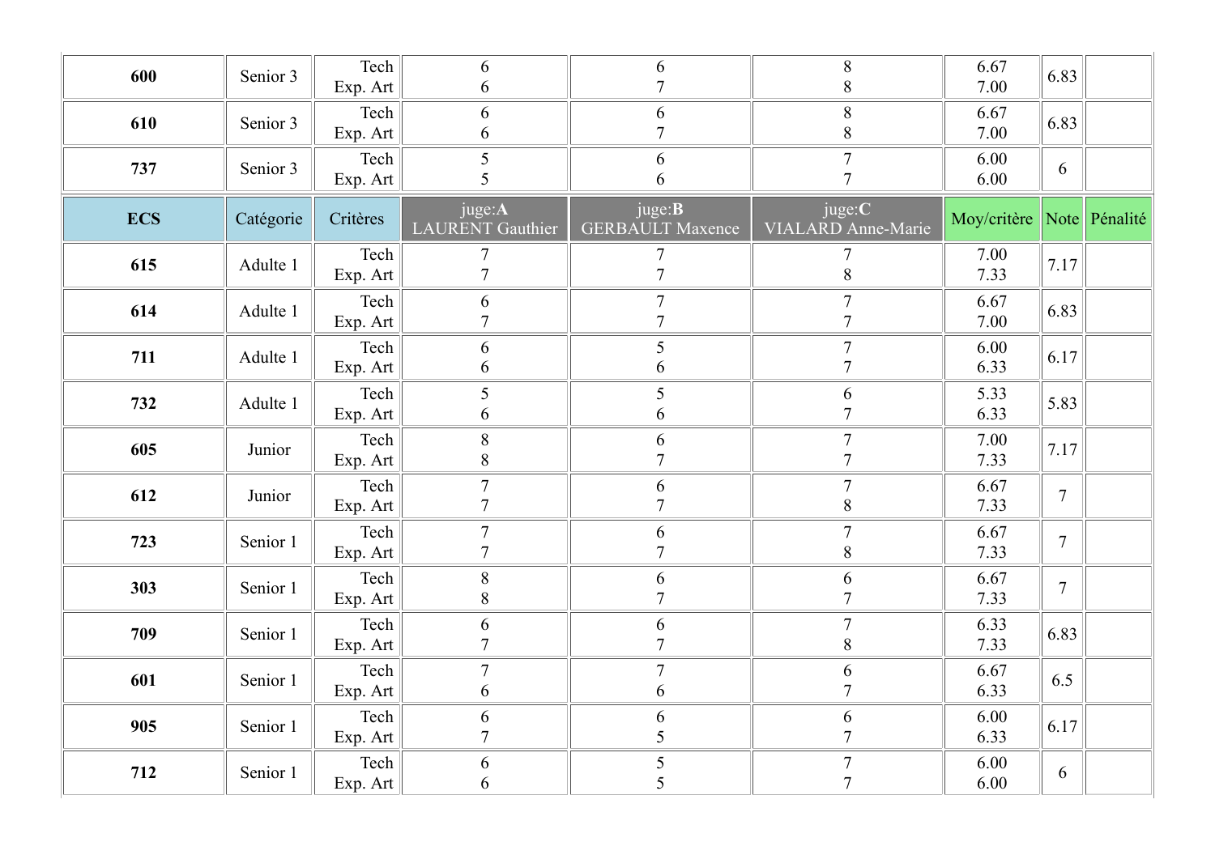| | | | | | | | | |
|---|---|---|---|---|---|---|---|---|
| **600** | Senior 3 | Tech<br>Exp. Art | 6<br>6 | 6<br>7 | 8<br>8 | 6.67<br>7.00 | 6.83 | |
| **610** | Senior 3 | Tech<br>Exp. Art | 6<br>6 | 6<br>7 | 8<br>8 | 6.67<br>7.00 | 6.83 | |
| **737** | Senior 3 | Tech<br>Exp. Art | 5<br>5 | 6<br>6 | 7<br>7 | 6.00<br>6.00 | 6 | |

| **ECS** | Catégorie | Critères | juge:**A**<br>LAURENT Gauthier | juge:**B**<br>GERBAULT Maxence | juge:**C**<br>VIALARD Anne-Marie | Moy/critère | Note | Pénalité |
|---|---|---|---|---|---|---|---|---|
| **615** | Adulte 1 | Tech<br>Exp. Art | 7<br>7 | 7<br>7 | 7<br>8 | 7.00<br>7.33 | 7.17 | |
| **614** | Adulte 1 | Tech<br>Exp. Art | 6<br>7 | 7<br>7 | 7<br>7 | 6.67<br>7.00 | 6.83 | |
| **711** | Adulte 1 | Tech<br>Exp. Art | 6<br>6 | 5<br>6 | 7<br>7 | 6.00<br>6.33 | 6.17 | |
| **732** | Adulte 1 | Tech<br>Exp. Art | 5<br>6 | 5<br>6 | 6<br>7 | 5.33<br>6.33 | 5.83 | |
| **605** | Junior | Tech<br>Exp. Art | 8<br>8 | 6<br>7 | 7<br>7 | 7.00<br>7.33 | 7.17 | |
| **612** | Junior | Tech<br>Exp. Art | 7<br>7 | 6<br>7 | 7<br>8 | 6.67<br>7.33 | 7 | |
| **723** | Senior 1 | Tech<br>Exp. Art | 7<br>7 | 6<br>7 | 7<br>8 | 6.67<br>7.33 | 7 | |
| **303** | Senior 1 | Tech<br>Exp. Art | 8<br>8 | 6<br>7 | 6<br>7 | 6.67<br>7.33 | 7 | |
| **709** | Senior 1 | Tech<br>Exp. Art | 6<br>7 | 6<br>7 | 7<br>8 | 6.33<br>7.33 | 6.83 | |
| **601** | Senior 1 | Tech<br>Exp. Art | 7<br>6 | 7<br>6 | 6<br>7 | 6.67<br>6.33 | 6.5 | |
| **905** | Senior 1 | Tech<br>Exp. Art | 6<br>7 | 6<br>5 | 6<br>7 | 6.00<br>6.33 | 6.17 | |
| **712** | Senior 1 | Tech<br>Exp. Art | 6<br>6 | 5<br>5 | 7<br>7 | 6.00<br>6.00 | 6 | |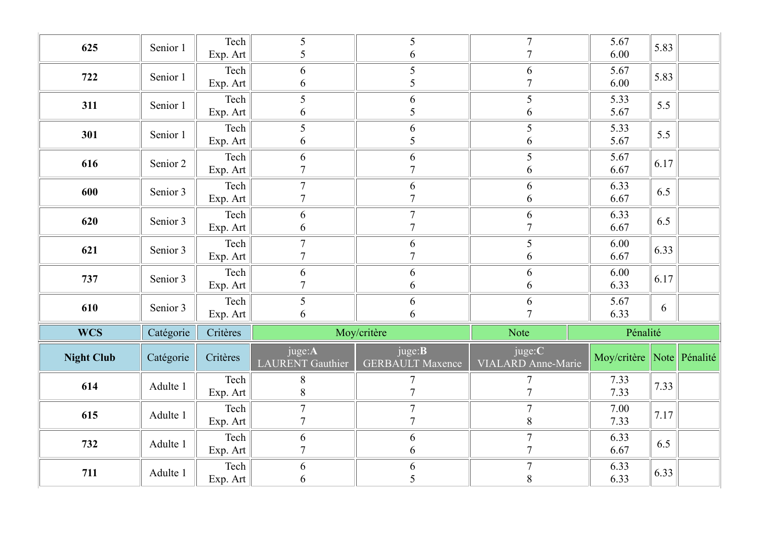| | | | | | | | | |
|---|---|---|---|---|---|---|---|---|
| **625** | Senior 1 | Tech<br>Exp. Art | 5<br>5 | 5<br>6 | 7<br>7 | 5.67<br>6.00 | 5.83 | |
| **722** | Senior 1 | Tech<br>Exp. Art | 6<br>6 | 5<br>5 | 6<br>7 | 5.67<br>6.00 | 5.83 | |
| **311** | Senior 1 | Tech<br>Exp. Art | 5<br>6 | 6<br>5 | 5<br>6 | 5.33<br>5.67 | 5.5 | |
| **301** | Senior 1 | Tech<br>Exp. Art | 5<br>6 | 6<br>5 | 5<br>6 | 5.33<br>5.67 | 5.5 | |
| **616** | Senior 2 | Tech<br>Exp. Art | 6<br>7 | 6<br>7 | 5<br>6 | 5.67<br>6.67 | 6.17 | |
| **600** | Senior 3 | Tech<br>Exp. Art | 7<br>7 | 6<br>7 | 6<br>6 | 6.33<br>6.67 | 6.5 | |
| **620** | Senior 3 | Tech<br>Exp. Art | 6<br>6 | 7<br>7 | 6<br>7 | 6.33<br>6.67 | 6.5 | |
| **621** | Senior 3 | Tech<br>Exp. Art | 7<br>7 | 6<br>7 | 5<br>6 | 6.00<br>6.67 | 6.33 | |
| **737** | Senior 3 | Tech<br>Exp. Art | 6<br>7 | 6<br>6 | 6<br>6 | 6.00<br>6.33 | 6.17 | |
| **610** | Senior 3 | Tech<br>Exp. Art | 5<br>6 | 6<br>6 | 6<br>7 | 5.67<br>6.33 | 6 | |

| **WCS** | Catégorie | Critères | Moy/critère | Note | Pénalité |
|---|---|---|---|---|---|

| **Night Club** | Catégorie | Critères | juge:**A**<br>LAURENT Gauthier | juge:**B**<br>GERBAULT Maxence | juge:**C**<br>VIALARD Anne-Marie | Moy/critère | Note | Pénalité |
|---|---|---|---|---|---|---|---|---|
| **614** | Adulte 1 | Tech<br>Exp. Art | 8<br>8 | 7<br>7 | 7<br>7 | 7.33<br>7.33 | 7.33 | |
| **615** | Adulte 1 | Tech<br>Exp. Art | 7<br>7 | 7<br>7 | 7<br>8 | 7.00<br>7.33 | 7.17 | |
| **732** | Adulte 1 | Tech<br>Exp. Art | 6<br>7 | 6<br>6 | 7<br>7 | 6.33<br>6.67 | 6.5 | |
| **711** | Adulte 1 | Tech<br>Exp. Art | 6<br>6 | 6<br>5 | 7<br>8 | 6.33<br>6.33 | 6.33 | |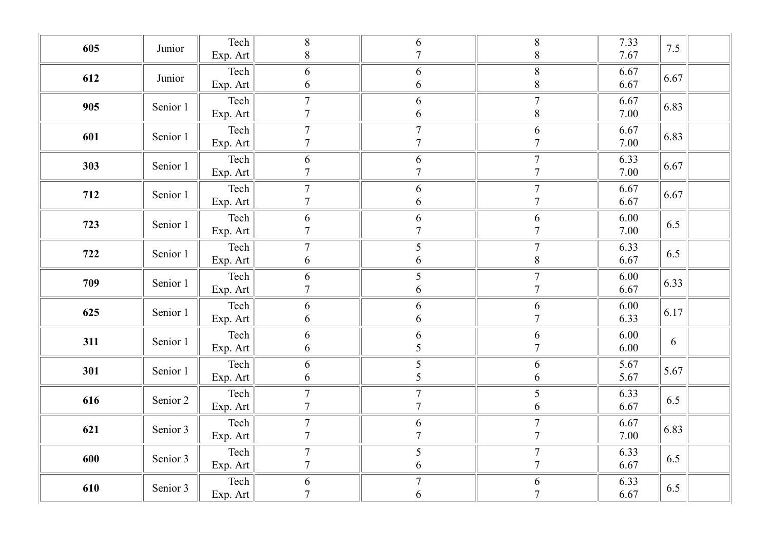| | | | | | | | | |
|---|---|---|---|---|---|---|---|---|
| **605** | Junior | Tech<br>Exp. Art | 8<br>8 | 6<br>7 | 8<br>8 | 7.33<br>7.67 | 7.5 | |
| **612** | Junior | Tech<br>Exp. Art | 6<br>6 | 6<br>6 | 8<br>8 | 6.67<br>6.67 | 6.67 | |
| **905** | Senior 1 | Tech<br>Exp. Art | 7<br>7 | 6<br>6 | 7<br>8 | 6.67<br>7.00 | 6.83 | |
| **601** | Senior 1 | Tech<br>Exp. Art | 7<br>7 | 7<br>7 | 6<br>7 | 6.67<br>7.00 | 6.83 | |
| **303** | Senior 1 | Tech<br>Exp. Art | 6<br>7 | 6<br>7 | 7<br>7 | 6.33<br>7.00 | 6.67 | |
| **712** | Senior 1 | Tech<br>Exp. Art | 7<br>7 | 6<br>6 | 7<br>7 | 6.67<br>6.67 | 6.67 | |
| **723** | Senior 1 | Tech<br>Exp. Art | 6<br>7 | 6<br>7 | 6<br>7 | 6.00<br>7.00 | 6.5 | |
| **722** | Senior 1 | Tech<br>Exp. Art | 7<br>6 | 5<br>6 | 7<br>8 | 6.33<br>6.67 | 6.5 | |
| **709** | Senior 1 | Tech<br>Exp. Art | 6<br>7 | 5<br>6 | 7<br>7 | 6.00<br>6.67 | 6.33 | |
| **625** | Senior 1 | Tech<br>Exp. Art | 6<br>6 | 6<br>6 | 6<br>7 | 6.00<br>6.33 | 6.17 | |
| **311** | Senior 1 | Tech<br>Exp. Art | 6<br>6 | 6<br>5 | 6<br>7 | 6.00<br>6.00 | 6 | |
| **301** | Senior 1 | Tech<br>Exp. Art | 6<br>6 | 5<br>5 | 6<br>6 | 5.67<br>5.67 | 5.67 | |
| **616** | Senior 2 | Tech<br>Exp. Art | 7<br>7 | 7<br>7 | 5<br>6 | 6.33<br>6.67 | 6.5 | |
| **621** | Senior 3 | Tech<br>Exp. Art | 7<br>7 | 6<br>7 | 7<br>7 | 6.67<br>7.00 | 6.83 | |
| **600** | Senior 3 | Tech<br>Exp. Art | 7<br>7 | 5<br>6 | 7<br>7 | 6.33<br>6.67 | 6.5 | |
| **610** | Senior 3 | Tech<br>Exp. Art | 6<br>7 | 7<br>6 | 6<br>7 | 6.33<br>6.67 | 6.5 | |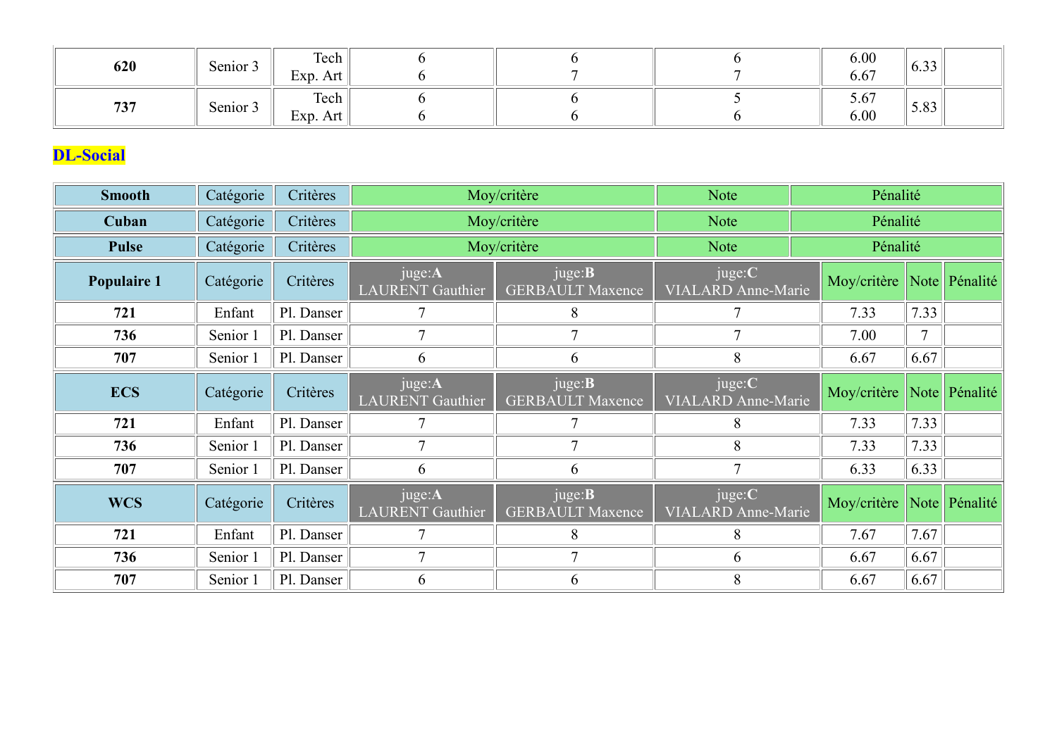| | | | | | | | | |
|---|---|---|---|---|---|---|---|---|
| **620** | Senior 3 | Tech<br>Exp. Art | 6<br>6 | 6<br>7 | 6<br>7 | 6.00<br>6.67 | 6.33 | |
| **737** | Senior 3 | Tech<br>Exp. Art | 6<br>6 | 6<br>6 | 5<br>6 | 5.67<br>6.00 | 5.83 | |

## DL-Social

| **Smooth** | Catégorie | Critères | Moy/critère | | | Note | Pénalité | |
|---|---|---|---|---|---|---|---|---|
| **Cuban** | Catégorie | Critères | Moy/critère | | | Note | Pénalité | |
| **Pulse** | Catégorie | Critères | Moy/critère | | | Note | Pénalité | |

| **Populaire 1** | Catégorie | Critères | juge:**A**<br>LAURENT Gauthier | juge:**B**<br>GERBAULT Maxence | juge:**C**<br>VIALARD Anne-Marie | Moy/critère | Note | Pénalité |
|---|---|---|---|---|---|---|---|---|
| **721** | Enfant | Pl. Danser | 7 | 8 | 7 | 7.33 | 7.33 | |
| **736** | Senior 1 | Pl. Danser | 7 | 7 | 7 | 7.00 | 7 | |
| **707** | Senior 1 | Pl. Danser | 6 | 6 | 8 | 6.67 | 6.67 | |

| **ECS** | Catégorie | Critères | juge:**A**<br>LAURENT Gauthier | juge:**B**<br>GERBAULT Maxence | juge:**C**<br>VIALARD Anne-Marie | Moy/critère | Note | Pénalité |
|---|---|---|---|---|---|---|---|---|
| **721** | Enfant | Pl. Danser | 7 | 7 | 8 | 7.33 | 7.33 | |
| **736** | Senior 1 | Pl. Danser | 7 | 7 | 8 | 7.33 | 7.33 | |
| **707** | Senior 1 | Pl. Danser | 6 | 6 | 7 | 6.33 | 6.33 | |

| **WCS** | Catégorie | Critères | juge:**A**<br>LAURENT Gauthier | juge:**B**<br>GERBAULT Maxence | juge:**C**<br>VIALARD Anne-Marie | Moy/critère | Note | Pénalité |
|---|---|---|---|---|---|---|---|---|
| **721** | Enfant | Pl. Danser | 7 | 8 | 8 | 7.67 | 7.67 | |
| **736** | Senior 1 | Pl. Danser | 7 | 7 | 6 | 6.67 | 6.67 | |
| **707** | Senior 1 | Pl. Danser | 6 | 6 | 8 | 6.67 | 6.67 | |